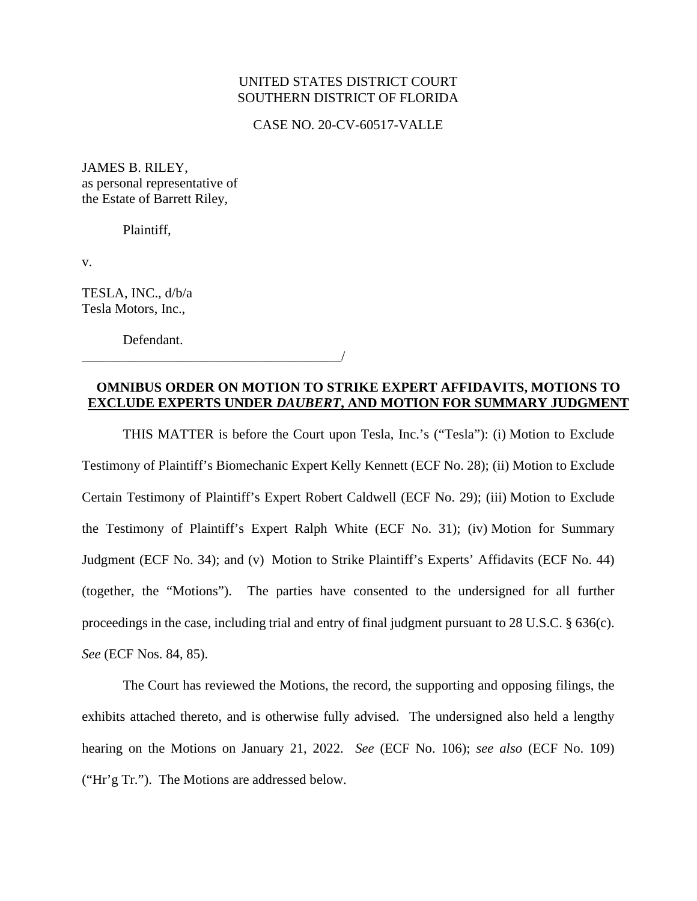UNITED STATES DISTRICT COURT
SOUTHERN DISTRICT OF FLORIDA

CASE NO. 20-CV-60517-VALLE

JAMES B. RILEY,
as personal representative of
the Estate of Barrett Riley,

Plaintiff,

v.

TESLA, INC., d/b/a
Tesla Motors, Inc.,

Defendant.
_______________________________________/

## OMNIBUS ORDER ON MOTION TO STRIKE EXPERT AFFIDAVITS, MOTIONS TO EXCLUDE EXPERTS UNDER *DAUBERT*, AND MOTION FOR SUMMARY JUDGMENT

THIS MATTER is before the Court upon Tesla, Inc.'s ("Tesla"): (i) Motion to Exclude Testimony of Plaintiff's Biomechanic Expert Kelly Kennett (ECF No. 28); (ii) Motion to Exclude Certain Testimony of Plaintiff's Expert Robert Caldwell (ECF No. 29); (iii) Motion to Exclude the Testimony of Plaintiff's Expert Ralph White (ECF No. 31); (iv) Motion for Summary Judgment (ECF No. 34); and (v) Motion to Strike Plaintiff's Experts' Affidavits (ECF No. 44) (together, the "Motions"). The parties have consented to the undersigned for all further proceedings in the case, including trial and entry of final judgment pursuant to 28 U.S.C. § 636(c). *See* (ECF Nos. 84, 85).

The Court has reviewed the Motions, the record, the supporting and opposing filings, the exhibits attached thereto, and is otherwise fully advised. The undersigned also held a lengthy hearing on the Motions on January 21, 2022. *See* (ECF No. 106); *see also* (ECF No. 109) ("Hr'g Tr."). The Motions are addressed below.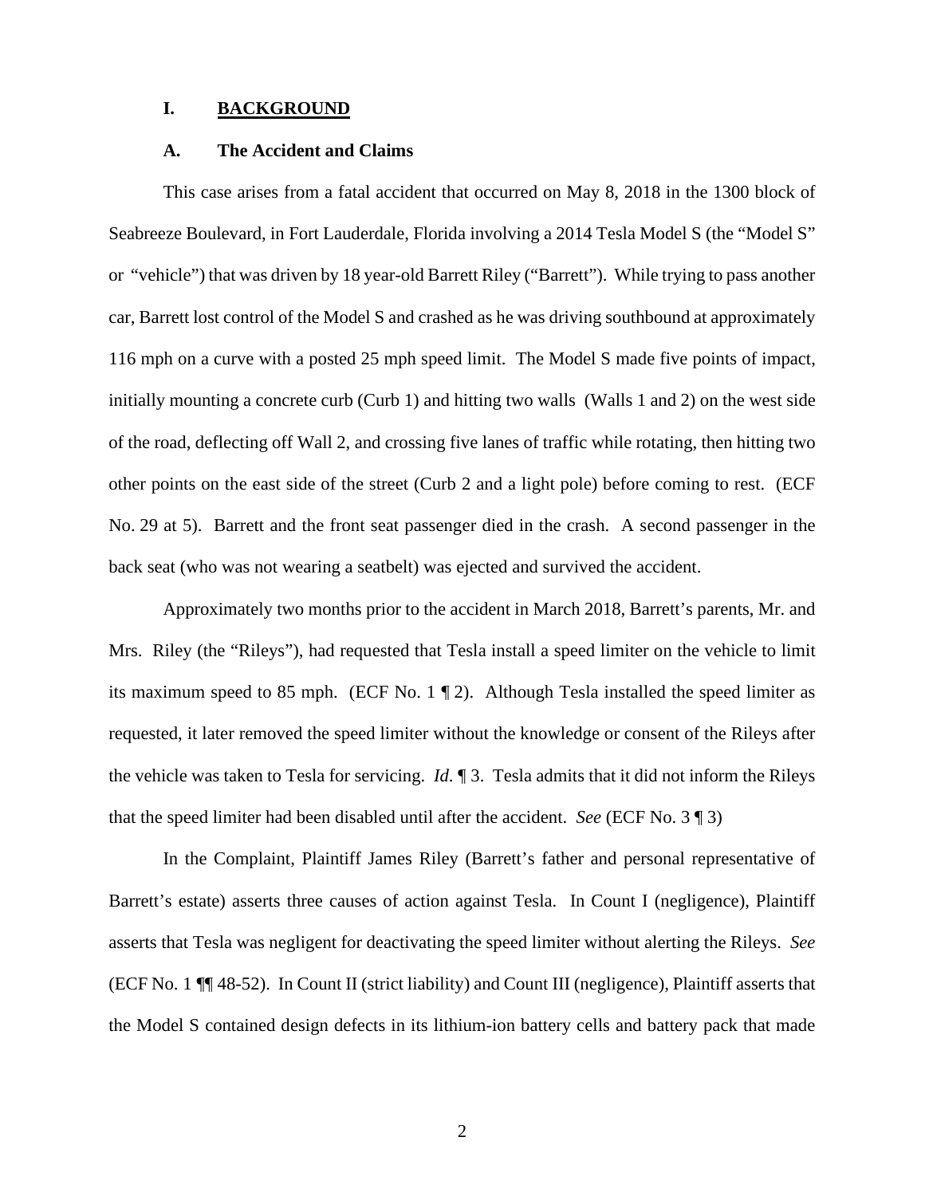## I. BACKGROUND

### A. The Accident and Claims

This case arises from a fatal accident that occurred on May 8, 2018 in the 1300 block of Seabreeze Boulevard, in Fort Lauderdale, Florida involving a 2014 Tesla Model S (the "Model S" or "vehicle") that was driven by 18 year-old Barrett Riley ("Barrett"). While trying to pass another car, Barrett lost control of the Model S and crashed as he was driving southbound at approximately 116 mph on a curve with a posted 25 mph speed limit. The Model S made five points of impact, initially mounting a concrete curb (Curb 1) and hitting two walls (Walls 1 and 2) on the west side of the road, deflecting off Wall 2, and crossing five lanes of traffic while rotating, then hitting two other points on the east side of the street (Curb 2 and a light pole) before coming to rest. (ECF No. 29 at 5). Barrett and the front seat passenger died in the crash. A second passenger in the back seat (who was not wearing a seatbelt) was ejected and survived the accident.

Approximately two months prior to the accident in March 2018, Barrett's parents, Mr. and Mrs. Riley (the "Rileys"), had requested that Tesla install a speed limiter on the vehicle to limit its maximum speed to 85 mph. (ECF No. 1 ¶ 2). Although Tesla installed the speed limiter as requested, it later removed the speed limiter without the knowledge or consent of the Rileys after the vehicle was taken to Tesla for servicing. *Id.* ¶ 3. Tesla admits that it did not inform the Rileys that the speed limiter had been disabled until after the accident. *See* (ECF No. 3 ¶ 3)

In the Complaint, Plaintiff James Riley (Barrett's father and personal representative of Barrett's estate) asserts three causes of action against Tesla. In Count I (negligence), Plaintiff asserts that Tesla was negligent for deactivating the speed limiter without alerting the Rileys. *See* (ECF No. 1 ¶¶ 48-52). In Count II (strict liability) and Count III (negligence), Plaintiff asserts that the Model S contained design defects in its lithium-ion battery cells and battery pack that made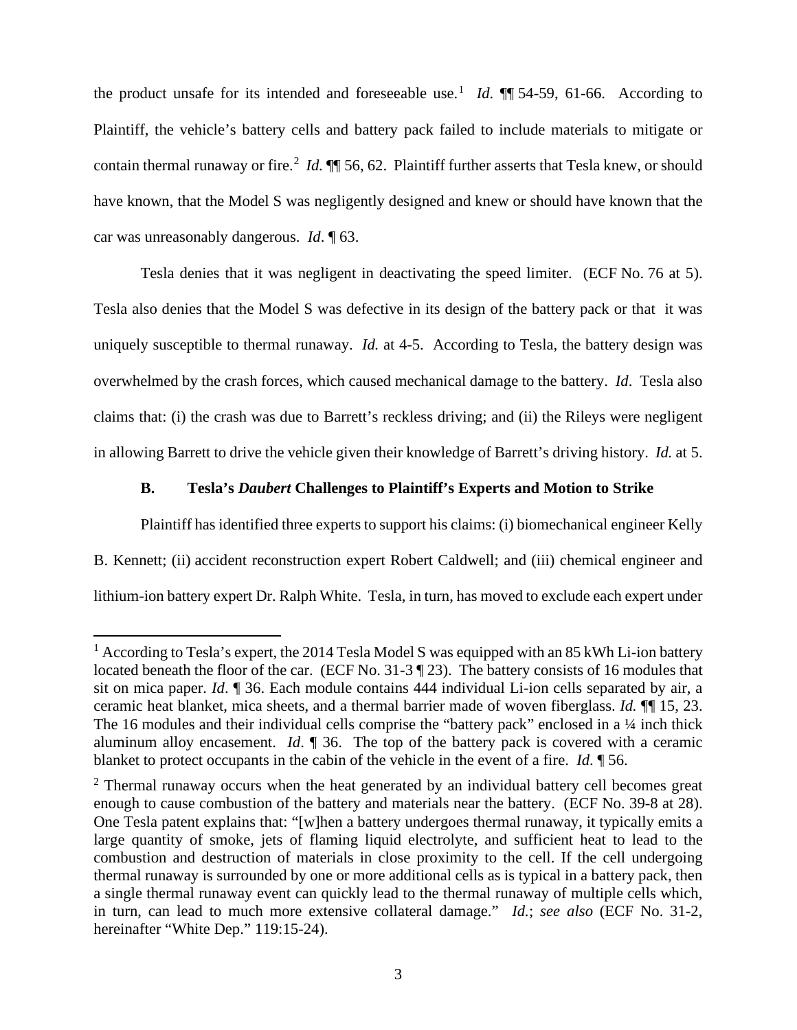the product unsafe for its intended and foreseeable use.[1] *Id*. ¶¶ 54-59, 61-66. According to Plaintiff, the vehicle's battery cells and battery pack failed to include materials to mitigate or contain thermal runaway or fire.[2] *Id.* ¶¶ 56, 62. Plaintiff further asserts that Tesla knew, or should have known, that the Model S was negligently designed and knew or should have known that the car was unreasonably dangerous. *Id*. ¶ 63.

Tesla denies that it was negligent in deactivating the speed limiter. (ECF No. 76 at 5). Tesla also denies that the Model S was defective in its design of the battery pack or that it was uniquely susceptible to thermal runaway. *Id.* at 4-5. According to Tesla, the battery design was overwhelmed by the crash forces, which caused mechanical damage to the battery. *Id*. Tesla also claims that: (i) the crash was due to Barrett's reckless driving; and (ii) the Rileys were negligent in allowing Barrett to drive the vehicle given their knowledge of Barrett's driving history. *Id.* at 5.

### B. Tesla's *Daubert* Challenges to Plaintiff's Experts and Motion to Strike

Plaintiff has identified three experts to support his claims: (i) biomechanical engineer Kelly B. Kennett; (ii) accident reconstruction expert Robert Caldwell; and (iii) chemical engineer and lithium-ion battery expert Dr. Ralph White. Tesla, in turn, has moved to exclude each expert under

---

[1] According to Tesla's expert, the 2014 Tesla Model S was equipped with an 85 kWh Li-ion battery located beneath the floor of the car. (ECF No. 31-3 ¶ 23). The battery consists of 16 modules that sit on mica paper. *Id*. ¶ 36. Each module contains 444 individual Li-ion cells separated by air, a ceramic heat blanket, mica sheets, and a thermal barrier made of woven fiberglass. *Id.* ¶¶ 15, 23. The 16 modules and their individual cells comprise the "battery pack" enclosed in a ¼ inch thick aluminum alloy encasement. *Id*. ¶ 36. The top of the battery pack is covered with a ceramic blanket to protect occupants in the cabin of the vehicle in the event of a fire. *Id*. ¶ 56.

[2] Thermal runaway occurs when the heat generated by an individual battery cell becomes great enough to cause combustion of the battery and materials near the battery. (ECF No. 39-8 at 28). One Tesla patent explains that: "[w]hen a battery undergoes thermal runaway, it typically emits a large quantity of smoke, jets of flaming liquid electrolyte, and sufficient heat to lead to the combustion and destruction of materials in close proximity to the cell. If the cell undergoing thermal runaway is surrounded by one or more additional cells as is typical in a battery pack, then a single thermal runaway event can quickly lead to the thermal runaway of multiple cells which, in turn, can lead to much more extensive collateral damage." *Id.*; *see also* (ECF No. 31-2, hereinafter "White Dep." 119:15-24).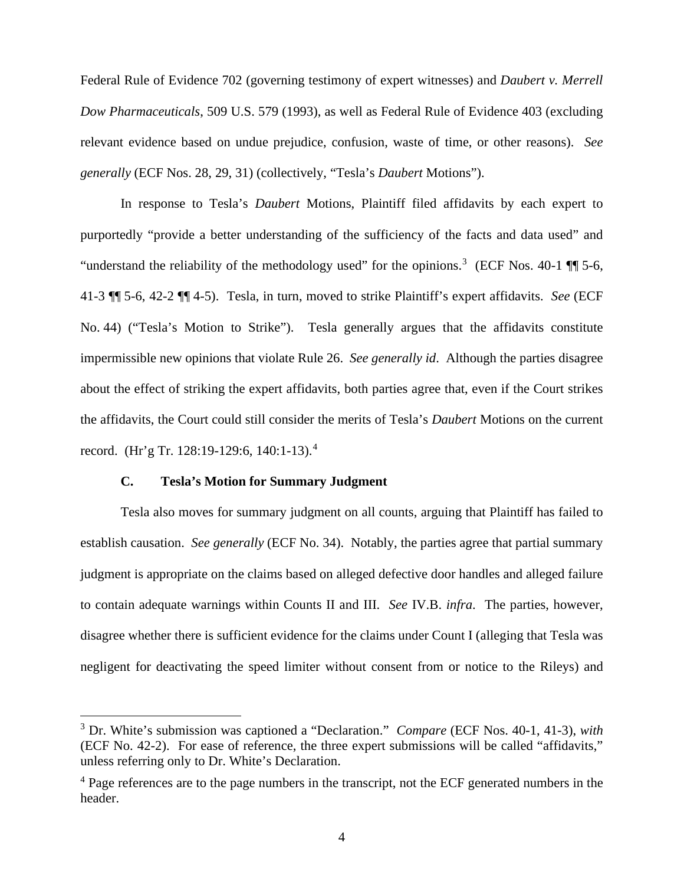Federal Rule of Evidence 702 (governing testimony of expert witnesses) and *Daubert v. Merrell Dow Pharmaceuticals*, 509 U.S. 579 (1993), as well as Federal Rule of Evidence 403 (excluding relevant evidence based on undue prejudice, confusion, waste of time, or other reasons). *See generally* (ECF Nos. 28, 29, 31) (collectively, "Tesla's *Daubert* Motions").

In response to Tesla's *Daubert* Motions, Plaintiff filed affidavits by each expert to purportedly "provide a better understanding of the sufficiency of the facts and data used" and "understand the reliability of the methodology used" for the opinions.[3] (ECF Nos. 40-1 ¶¶ 5-6, 41-3 ¶¶ 5-6, 42-2 ¶¶ 4-5). Tesla, in turn, moved to strike Plaintiff's expert affidavits. *See* (ECF No. 44) ("Tesla's Motion to Strike"). Tesla generally argues that the affidavits constitute impermissible new opinions that violate Rule 26. *See generally id*. Although the parties disagree about the effect of striking the expert affidavits, both parties agree that, even if the Court strikes the affidavits, the Court could still consider the merits of Tesla's *Daubert* Motions on the current record. (Hr'g Tr. 128:19-129:6, 140:1-13).[4]

### C. Tesla's Motion for Summary Judgment

Tesla also moves for summary judgment on all counts, arguing that Plaintiff has failed to establish causation. *See generally* (ECF No. 34). Notably, the parties agree that partial summary judgment is appropriate on the claims based on alleged defective door handles and alleged failure to contain adequate warnings within Counts II and III. *See* IV.B. *infra*. The parties, however, disagree whether there is sufficient evidence for the claims under Count I (alleging that Tesla was negligent for deactivating the speed limiter without consent from or notice to the Rileys) and

[3] Dr. White's submission was captioned a "Declaration." *Compare* (ECF Nos. 40-1, 41-3), *with* (ECF No. 42-2). For ease of reference, the three expert submissions will be called "affidavits," unless referring only to Dr. White's Declaration.

[4] Page references are to the page numbers in the transcript, not the ECF generated numbers in the header.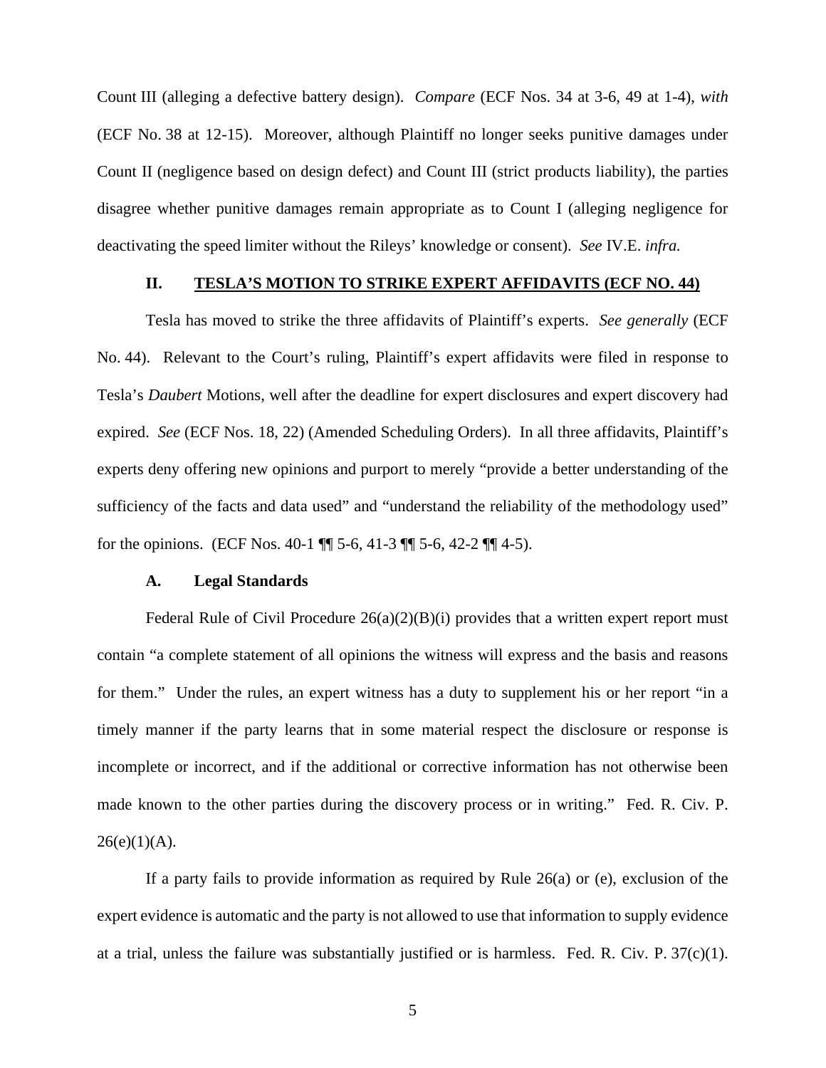Count III (alleging a defective battery design). *Compare* (ECF Nos. 34 at 3-6, 49 at 1-4), *with* (ECF No. 38 at 12-15). Moreover, although Plaintiff no longer seeks punitive damages under Count II (negligence based on design defect) and Count III (strict products liability), the parties disagree whether punitive damages remain appropriate as to Count I (alleging negligence for deactivating the speed limiter without the Rileys' knowledge or consent). *See* IV.E. *infra.*

## II. TESLA'S MOTION TO STRIKE EXPERT AFFIDAVITS (ECF NO. 44)

Tesla has moved to strike the three affidavits of Plaintiff's experts. *See generally* (ECF No. 44). Relevant to the Court's ruling, Plaintiff's expert affidavits were filed in response to Tesla's *Daubert* Motions, well after the deadline for expert disclosures and expert discovery had expired. *See* (ECF Nos. 18, 22) (Amended Scheduling Orders). In all three affidavits, Plaintiff's experts deny offering new opinions and purport to merely "provide a better understanding of the sufficiency of the facts and data used" and "understand the reliability of the methodology used" for the opinions. (ECF Nos. 40-1 ¶¶ 5-6, 41-3 ¶¶ 5-6, 42-2 ¶¶ 4-5).

### A. Legal Standards

Federal Rule of Civil Procedure 26(a)(2)(B)(i) provides that a written expert report must contain "a complete statement of all opinions the witness will express and the basis and reasons for them." Under the rules, an expert witness has a duty to supplement his or her report "in a timely manner if the party learns that in some material respect the disclosure or response is incomplete or incorrect, and if the additional or corrective information has not otherwise been made known to the other parties during the discovery process or in writing." Fed. R. Civ. P. 26(e)(1)(A).

If a party fails to provide information as required by Rule 26(a) or (e), exclusion of the expert evidence is automatic and the party is not allowed to use that information to supply evidence at a trial, unless the failure was substantially justified or is harmless. Fed. R. Civ. P. 37(c)(1).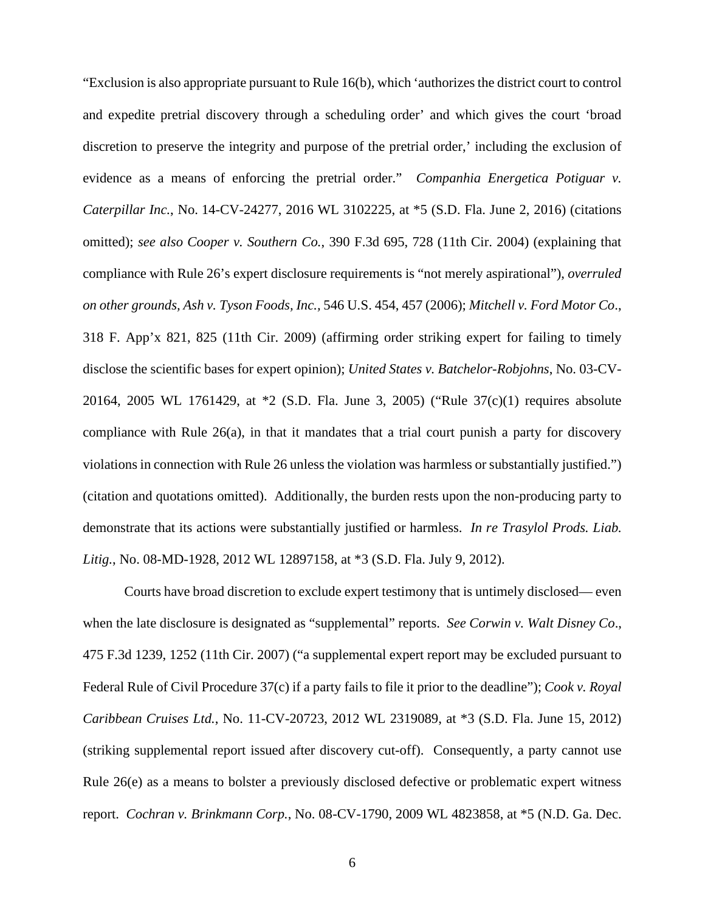"Exclusion is also appropriate pursuant to Rule 16(b), which 'authorizes the district court to control and expedite pretrial discovery through a scheduling order' and which gives the court 'broad discretion to preserve the integrity and purpose of the pretrial order,' including the exclusion of evidence as a means of enforcing the pretrial order." *Companhia Energetica Potiguar v. Caterpillar Inc.*, No. 14-CV-24277, 2016 WL 3102225, at *5 (S.D. Fla. June 2, 2016) (citations omitted); *see also Cooper v. Southern Co.*, 390 F.3d 695, 728 (11th Cir. 2004) (explaining that compliance with Rule 26's expert disclosure requirements is "not merely aspirational"), *overruled on other grounds, Ash v. Tyson Foods, Inc.*, 546 U.S. 454, 457 (2006); *Mitchell v. Ford Motor Co*., 318 F. App'x 821, 825 (11th Cir. 2009) (affirming order striking expert for failing to timely disclose the scientific bases for expert opinion); *United States v. Batchelor-Robjohns*, No. 03-CV-20164, 2005 WL 1761429, at *2 (S.D. Fla. June 3, 2005) ("Rule 37(c)(1) requires absolute compliance with Rule 26(a), in that it mandates that a trial court punish a party for discovery violations in connection with Rule 26 unless the violation was harmless or substantially justified.") (citation and quotations omitted). Additionally, the burden rests upon the non-producing party to demonstrate that its actions were substantially justified or harmless. *In re Trasylol Prods. Liab. Litig.*, No. 08-MD-1928, 2012 WL 12897158, at *3 (S.D. Fla. July 9, 2012).

Courts have broad discretion to exclude expert testimony that is untimely disclosed— even when the late disclosure is designated as "supplemental" reports. *See Corwin v. Walt Disney Co*., 475 F.3d 1239, 1252 (11th Cir. 2007) ("a supplemental expert report may be excluded pursuant to Federal Rule of Civil Procedure 37(c) if a party fails to file it prior to the deadline"); *Cook v. Royal Caribbean Cruises Ltd.*, No. 11-CV-20723, 2012 WL 2319089, at *3 (S.D. Fla. June 15, 2012) (striking supplemental report issued after discovery cut-off). Consequently, a party cannot use Rule 26(e) as a means to bolster a previously disclosed defective or problematic expert witness report. *Cochran v. Brinkmann Corp.*, No. 08-CV-1790, 2009 WL 4823858, at *5 (N.D. Ga. Dec.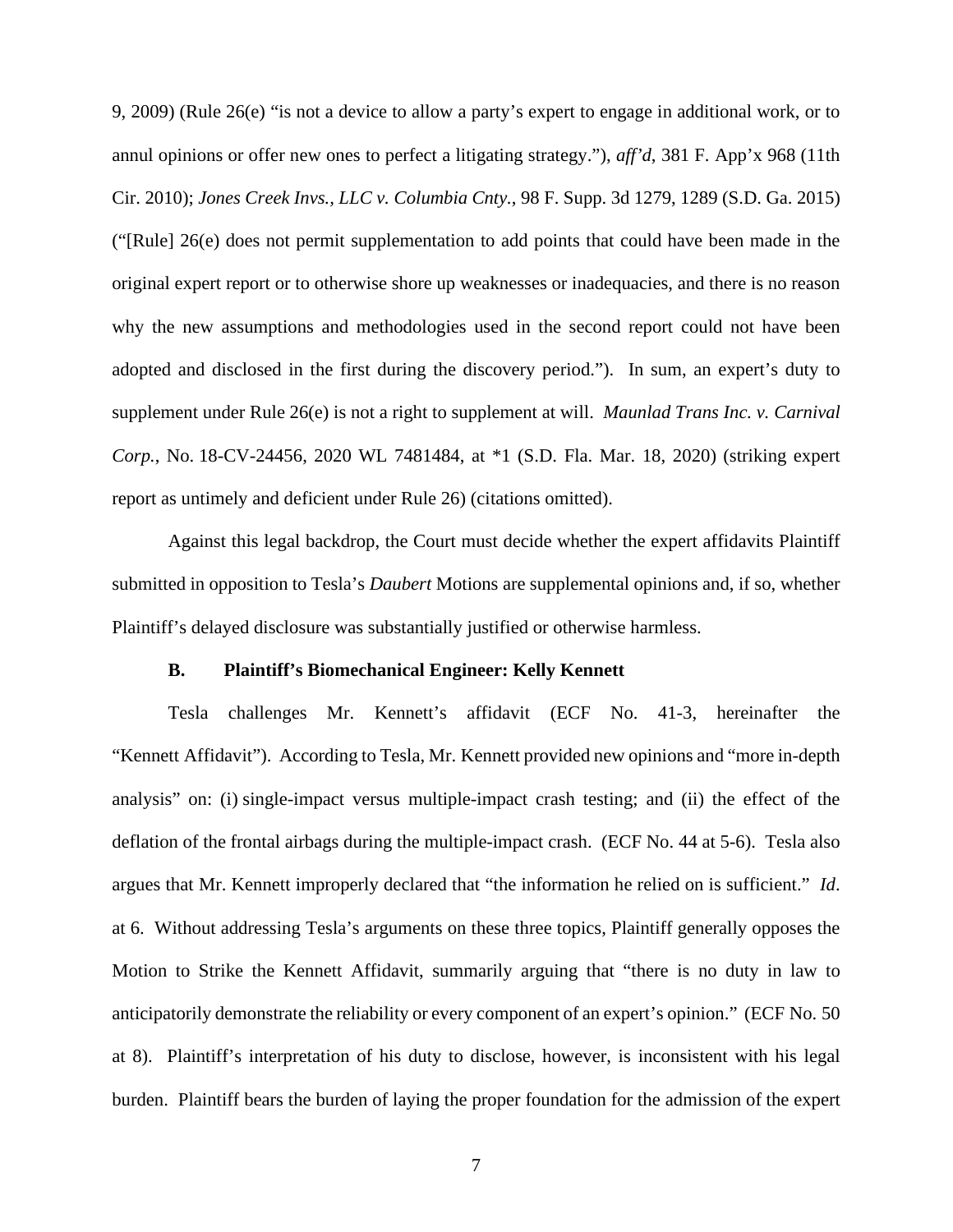9, 2009) (Rule 26(e) "is not a device to allow a party's expert to engage in additional work, or to annul opinions or offer new ones to perfect a litigating strategy."), *aff'd*, 381 F. App'x 968 (11th Cir. 2010); *Jones Creek Invs., LLC v. Columbia Cnty.*, 98 F. Supp. 3d 1279, 1289 (S.D. Ga. 2015) ("[Rule] 26(e) does not permit supplementation to add points that could have been made in the original expert report or to otherwise shore up weaknesses or inadequacies, and there is no reason why the new assumptions and methodologies used in the second report could not have been adopted and disclosed in the first during the discovery period."). In sum, an expert's duty to supplement under Rule 26(e) is not a right to supplement at will. *Maunlad Trans Inc. v. Carnival Corp.*, No. 18-CV-24456, 2020 WL 7481484, at *1 (S.D. Fla. Mar. 18, 2020) (striking expert report as untimely and deficient under Rule 26) (citations omitted).

Against this legal backdrop, the Court must decide whether the expert affidavits Plaintiff submitted in opposition to Tesla's *Daubert* Motions are supplemental opinions and, if so, whether Plaintiff's delayed disclosure was substantially justified or otherwise harmless.

### B. Plaintiff's Biomechanical Engineer: Kelly Kennett

Tesla challenges Mr. Kennett's affidavit (ECF No. 41-3, hereinafter the "Kennett Affidavit"). According to Tesla, Mr. Kennett provided new opinions and "more in-depth analysis" on: (i) single-impact versus multiple-impact crash testing; and (ii) the effect of the deflation of the frontal airbags during the multiple-impact crash. (ECF No. 44 at 5-6). Tesla also argues that Mr. Kennett improperly declared that "the information he relied on is sufficient." *Id*. at 6. Without addressing Tesla's arguments on these three topics, Plaintiff generally opposes the Motion to Strike the Kennett Affidavit, summarily arguing that "there is no duty in law to anticipatorily demonstrate the reliability or every component of an expert's opinion." (ECF No. 50 at 8). Plaintiff's interpretation of his duty to disclose, however, is inconsistent with his legal burden. Plaintiff bears the burden of laying the proper foundation for the admission of the expert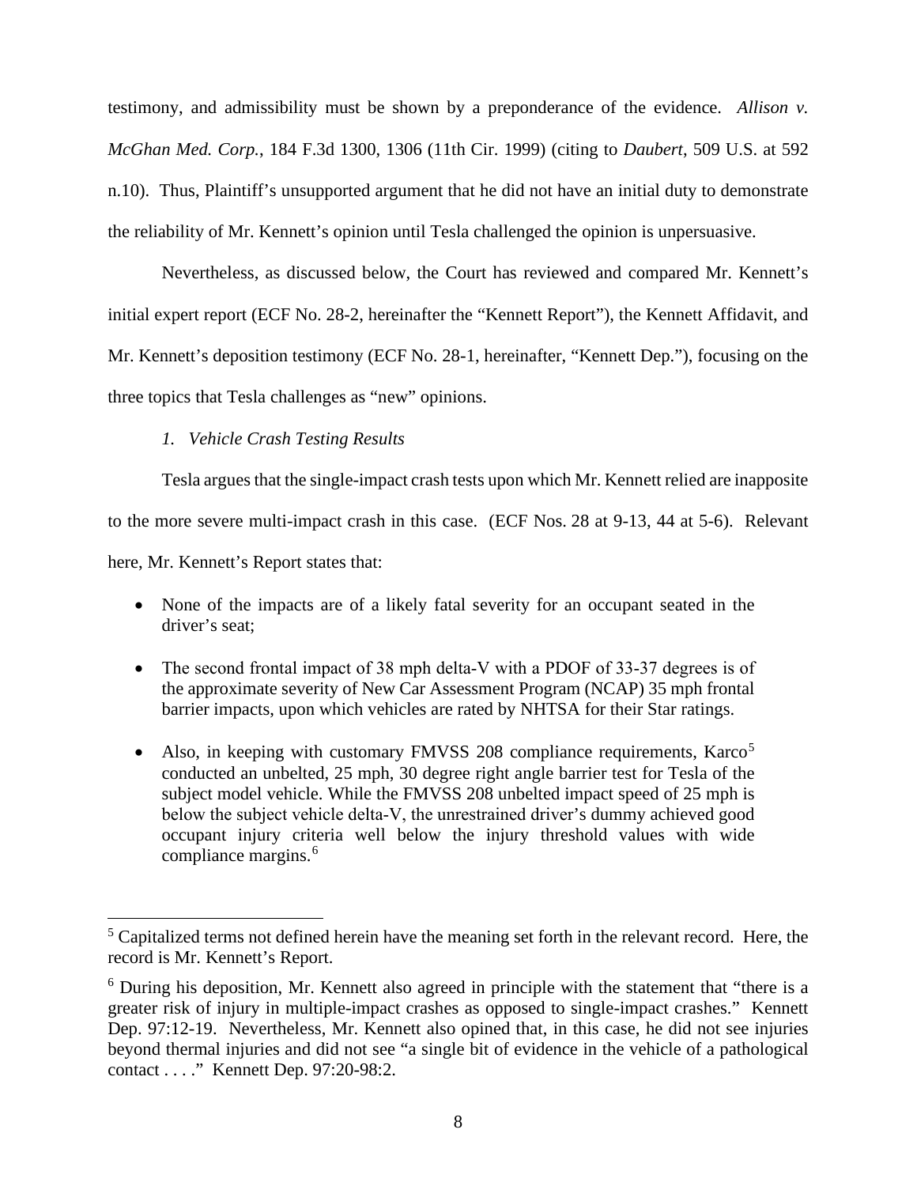testimony, and admissibility must be shown by a preponderance of the evidence. *Allison v. McGhan Med. Corp.*, 184 F.3d 1300, 1306 (11th Cir. 1999) (citing to *Daubert*, 509 U.S. at 592 n.10). Thus, Plaintiff's unsupported argument that he did not have an initial duty to demonstrate the reliability of Mr. Kennett's opinion until Tesla challenged the opinion is unpersuasive.

Nevertheless, as discussed below, the Court has reviewed and compared Mr. Kennett's initial expert report (ECF No. 28-2, hereinafter the "Kennett Report"), the Kennett Affidavit, and Mr. Kennett's deposition testimony (ECF No. 28-1, hereinafter, "Kennett Dep."), focusing on the three topics that Tesla challenges as "new" opinions.

*1. Vehicle Crash Testing Results*

Tesla argues that the single-impact crash tests upon which Mr. Kennett relied are inapposite to the more severe multi-impact crash in this case. (ECF Nos. 28 at 9-13, 44 at 5-6). Relevant here, Mr. Kennett's Report states that:

- None of the impacts are of a likely fatal severity for an occupant seated in the driver's seat;
- The second frontal impact of 38 mph delta-V with a PDOF of 33-37 degrees is of the approximate severity of New Car Assessment Program (NCAP) 35 mph frontal barrier impacts, upon which vehicles are rated by NHTSA for their Star ratings.
- Also, in keeping with customary FMVSS 208 compliance requirements, Karco[5] conducted an unbelted, 25 mph, 30 degree right angle barrier test for Tesla of the subject model vehicle. While the FMVSS 208 unbelted impact speed of 25 mph is below the subject vehicle delta-V, the unrestrained driver's dummy achieved good occupant injury criteria well below the injury threshold values with wide compliance margins.[6]

---

[5] Capitalized terms not defined herein have the meaning set forth in the relevant record. Here, the record is Mr. Kennett's Report.

[6] During his deposition, Mr. Kennett also agreed in principle with the statement that "there is a greater risk of injury in multiple-impact crashes as opposed to single-impact crashes." Kennett Dep. 97:12-19. Nevertheless, Mr. Kennett also opined that, in this case, he did not see injuries beyond thermal injuries and did not see "a single bit of evidence in the vehicle of a pathological contact . . . ." Kennett Dep. 97:20-98:2.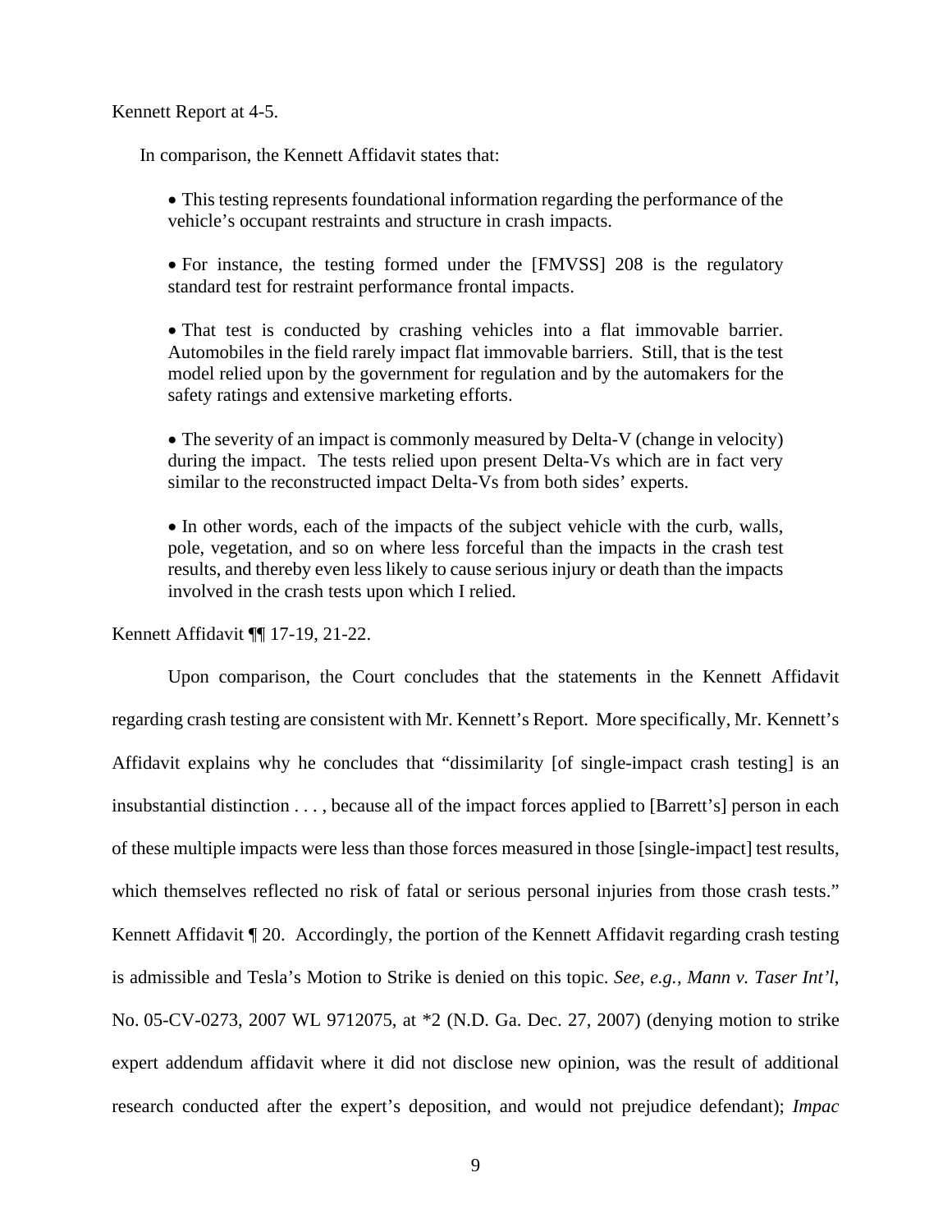Kennett Report at 4-5.

In comparison, the Kennett Affidavit states that:

> - This testing represents foundational information regarding the performance of the vehicle's occupant restraints and structure in crash impacts.
>
> - For instance, the testing formed under the [FMVSS] 208 is the regulatory standard test for restraint performance frontal impacts.
>
> - That test is conducted by crashing vehicles into a flat immovable barrier. Automobiles in the field rarely impact flat immovable barriers. Still, that is the test model relied upon by the government for regulation and by the automakers for the safety ratings and extensive marketing efforts.
>
> - The severity of an impact is commonly measured by Delta-V (change in velocity) during the impact. The tests relied upon present Delta-Vs which are in fact very similar to the reconstructed impact Delta-Vs from both sides' experts.
>
> - In other words, each of the impacts of the subject vehicle with the curb, walls, pole, vegetation, and so on where less forceful than the impacts in the crash test results, and thereby even less likely to cause serious injury or death than the impacts involved in the crash tests upon which I relied.

Kennett Affidavit ¶¶ 17-19, 21-22.

Upon comparison, the Court concludes that the statements in the Kennett Affidavit regarding crash testing are consistent with Mr. Kennett's Report. More specifically, Mr. Kennett's Affidavit explains why he concludes that "dissimilarity [of single-impact crash testing] is an insubstantial distinction . . . , because all of the impact forces applied to [Barrett's] person in each of these multiple impacts were less than those forces measured in those [single-impact] test results, which themselves reflected no risk of fatal or serious personal injuries from those crash tests." Kennett Affidavit ¶ 20. Accordingly, the portion of the Kennett Affidavit regarding crash testing is admissible and Tesla's Motion to Strike is denied on this topic. *See, e.g.*, *Mann v. Taser Int'l*, No. 05-CV-0273, 2007 WL 9712075, at *2 (N.D. Ga. Dec. 27, 2007) (denying motion to strike expert addendum affidavit where it did not disclose new opinion, was the result of additional research conducted after the expert's deposition, and would not prejudice defendant); *Impac*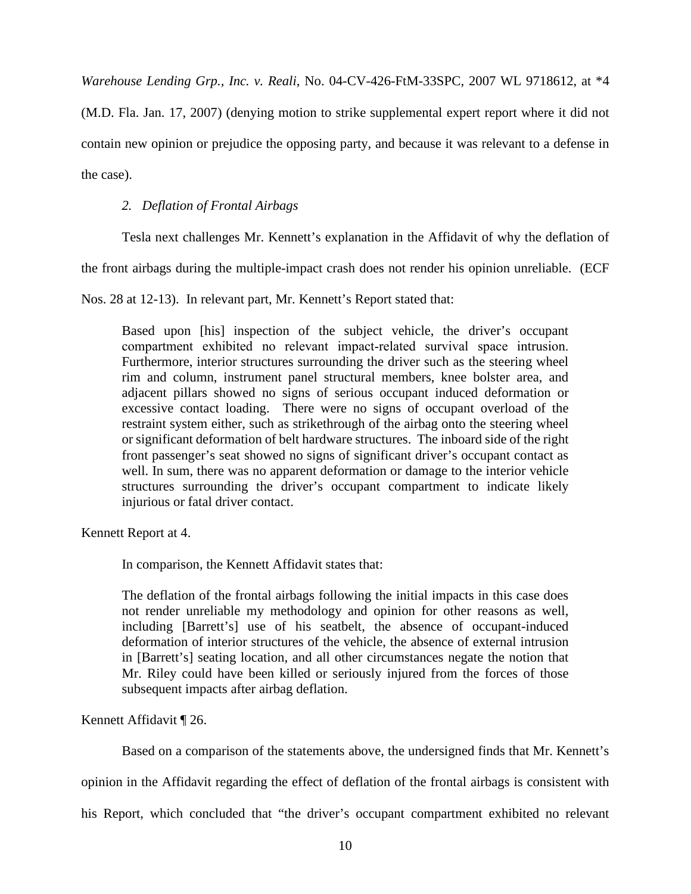*Warehouse Lending Grp., Inc. v. Reali*, No. 04-CV-426-FtM-33SPC, 2007 WL 9718612, at *4 (M.D. Fla. Jan. 17, 2007) (denying motion to strike supplemental expert report where it did not contain new opinion or prejudice the opposing party, and because it was relevant to a defense in the case).

### 2. *Deflation of Frontal Airbags*

Tesla next challenges Mr. Kennett's explanation in the Affidavit of why the deflation of the front airbags during the multiple-impact crash does not render his opinion unreliable. (ECF Nos. 28 at 12-13). In relevant part, Mr. Kennett's Report stated that:

> Based upon [his] inspection of the subject vehicle, the driver's occupant compartment exhibited no relevant impact-related survival space intrusion. Furthermore, interior structures surrounding the driver such as the steering wheel rim and column, instrument panel structural members, knee bolster area, and adjacent pillars showed no signs of serious occupant induced deformation or excessive contact loading. There were no signs of occupant overload of the restraint system either, such as strikethrough of the airbag onto the steering wheel or significant deformation of belt hardware structures. The inboard side of the right front passenger's seat showed no signs of significant driver's occupant contact as well. In sum, there was no apparent deformation or damage to the interior vehicle structures surrounding the driver's occupant compartment to indicate likely injurious or fatal driver contact.

Kennett Report at 4.

In comparison, the Kennett Affidavit states that:

> The deflation of the frontal airbags following the initial impacts in this case does not render unreliable my methodology and opinion for other reasons as well, including [Barrett's] use of his seatbelt, the absence of occupant-induced deformation of interior structures of the vehicle, the absence of external intrusion in [Barrett's] seating location, and all other circumstances negate the notion that Mr. Riley could have been killed or seriously injured from the forces of those subsequent impacts after airbag deflation.

Kennett Affidavit ¶ 26.

Based on a comparison of the statements above, the undersigned finds that Mr. Kennett's opinion in the Affidavit regarding the effect of deflation of the frontal airbags is consistent with his Report, which concluded that "the driver's occupant compartment exhibited no relevant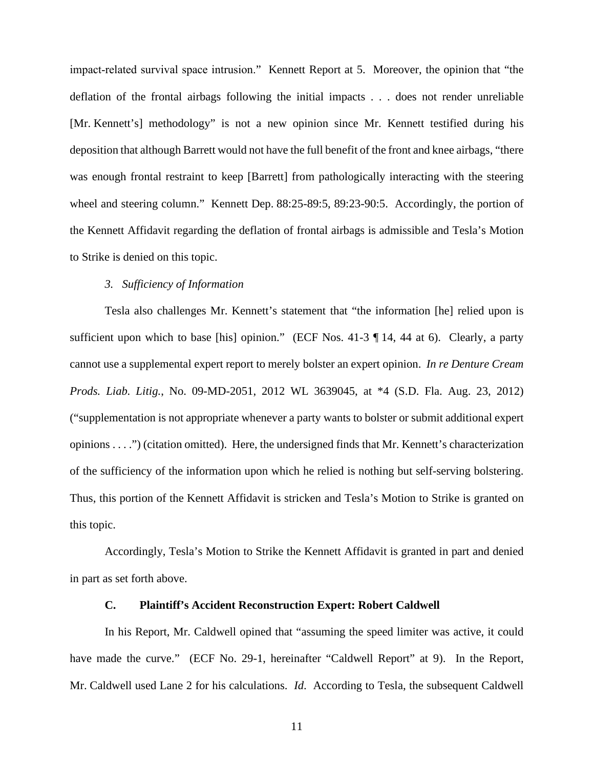impact-related survival space intrusion." Kennett Report at 5. Moreover, the opinion that "the deflation of the frontal airbags following the initial impacts . . . does not render unreliable [Mr. Kennett's] methodology" is not a new opinion since Mr. Kennett testified during his deposition that although Barrett would not have the full benefit of the front and knee airbags, "there was enough frontal restraint to keep [Barrett] from pathologically interacting with the steering wheel and steering column." Kennett Dep. 88:25-89:5, 89:23-90:5. Accordingly, the portion of the Kennett Affidavit regarding the deflation of frontal airbags is admissible and Tesla's Motion to Strike is denied on this topic.

*3. Sufficiency of Information*

Tesla also challenges Mr. Kennett's statement that "the information [he] relied upon is sufficient upon which to base [his] opinion." (ECF Nos. 41-3 ¶ 14, 44 at 6). Clearly, a party cannot use a supplemental expert report to merely bolster an expert opinion. *In re Denture Cream Prods. Liab. Litig.*, No. 09-MD-2051, 2012 WL 3639045, at *4 (S.D. Fla. Aug. 23, 2012) ("supplementation is not appropriate whenever a party wants to bolster or submit additional expert opinions . . . .") (citation omitted). Here, the undersigned finds that Mr. Kennett's characterization of the sufficiency of the information upon which he relied is nothing but self-serving bolstering. Thus, this portion of the Kennett Affidavit is stricken and Tesla's Motion to Strike is granted on this topic.

Accordingly, Tesla's Motion to Strike the Kennett Affidavit is granted in part and denied in part as set forth above.

### C. Plaintiff's Accident Reconstruction Expert: Robert Caldwell

In his Report, Mr. Caldwell opined that "assuming the speed limiter was active, it could have made the curve." (ECF No. 29-1, hereinafter "Caldwell Report" at 9). In the Report, Mr. Caldwell used Lane 2 for his calculations. *Id*. According to Tesla, the subsequent Caldwell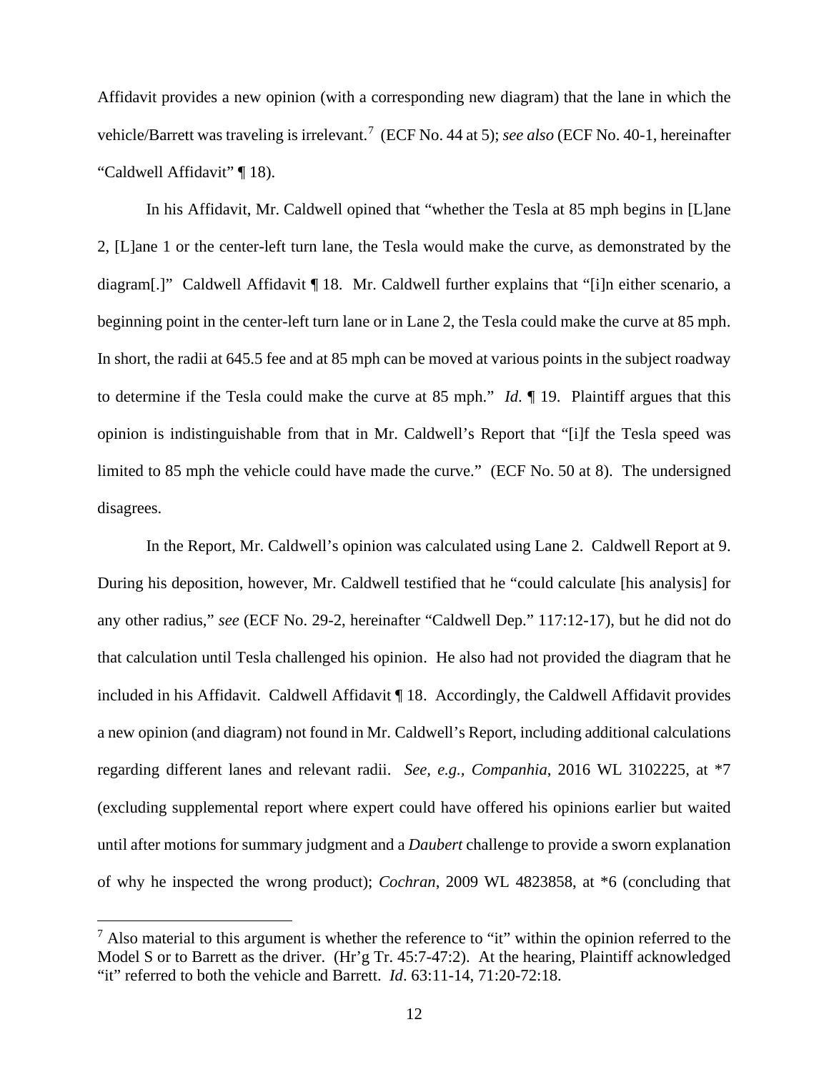Affidavit provides a new opinion (with a corresponding new diagram) that the lane in which the vehicle/Barrett was traveling is irrelevant.[7] (ECF No. 44 at 5); *see also* (ECF No. 40-1, hereinafter "Caldwell Affidavit" ¶ 18).

In his Affidavit, Mr. Caldwell opined that "whether the Tesla at 85 mph begins in [L]ane 2, [L]ane 1 or the center-left turn lane, the Tesla would make the curve, as demonstrated by the diagram[.]" Caldwell Affidavit ¶ 18. Mr. Caldwell further explains that "[i]n either scenario, a beginning point in the center-left turn lane or in Lane 2, the Tesla could make the curve at 85 mph. In short, the radii at 645.5 fee and at 85 mph can be moved at various points in the subject roadway to determine if the Tesla could make the curve at 85 mph." *Id*. ¶ 19. Plaintiff argues that this opinion is indistinguishable from that in Mr. Caldwell's Report that "[i]f the Tesla speed was limited to 85 mph the vehicle could have made the curve." (ECF No. 50 at 8). The undersigned disagrees.

In the Report, Mr. Caldwell's opinion was calculated using Lane 2. Caldwell Report at 9. During his deposition, however, Mr. Caldwell testified that he "could calculate [his analysis] for any other radius," *see* (ECF No. 29-2, hereinafter "Caldwell Dep." 117:12-17), but he did not do that calculation until Tesla challenged his opinion. He also had not provided the diagram that he included in his Affidavit. Caldwell Affidavit ¶ 18. Accordingly, the Caldwell Affidavit provides a new opinion (and diagram) not found in Mr. Caldwell's Report, including additional calculations regarding different lanes and relevant radii. *See, e.g.*, *Companhia*, 2016 WL 3102225, at *7 (excluding supplemental report where expert could have offered his opinions earlier but waited until after motions for summary judgment and a *Daubert* challenge to provide a sworn explanation of why he inspected the wrong product); *Cochran*, 2009 WL 4823858, at *6 (concluding that

---

[7] Also material to this argument is whether the reference to "it" within the opinion referred to the Model S or to Barrett as the driver. (Hr'g Tr. 45:7-47:2). At the hearing, Plaintiff acknowledged "it" referred to both the vehicle and Barrett. *Id*. 63:11-14, 71:20-72:18.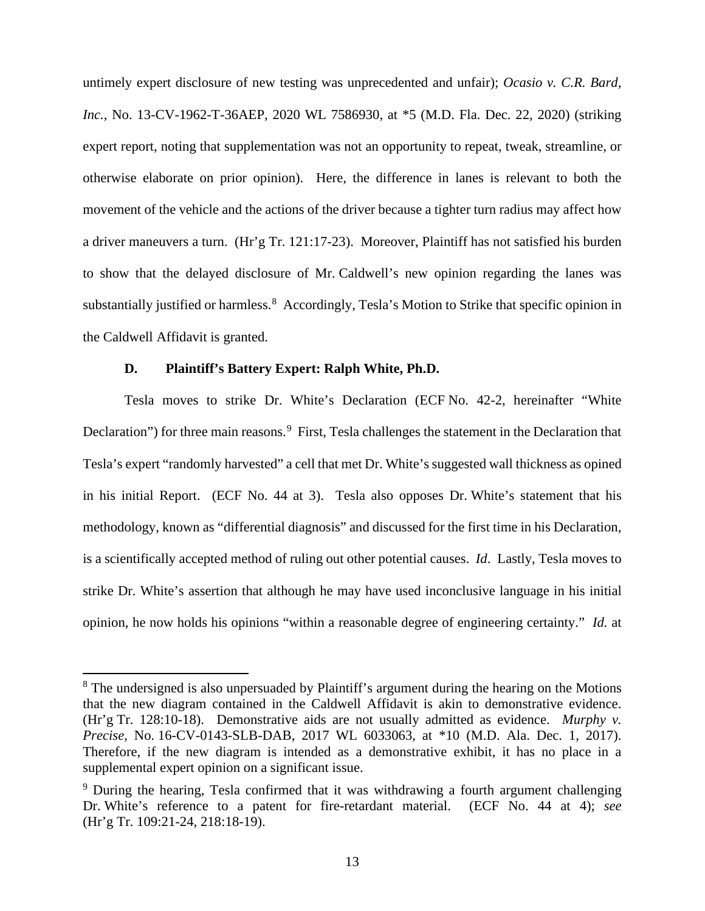untimely expert disclosure of new testing was unprecedented and unfair); *Ocasio v. C.R. Bard, Inc.*, No. 13-CV-1962-T-36AEP, 2020 WL 7586930, at *5 (M.D. Fla. Dec. 22, 2020) (striking expert report, noting that supplementation was not an opportunity to repeat, tweak, streamline, or otherwise elaborate on prior opinion). Here, the difference in lanes is relevant to both the movement of the vehicle and the actions of the driver because a tighter turn radius may affect how a driver maneuvers a turn. (Hr'g Tr. 121:17-23). Moreover, Plaintiff has not satisfied his burden to show that the delayed disclosure of Mr. Caldwell's new opinion regarding the lanes was substantially justified or harmless.[8] Accordingly, Tesla's Motion to Strike that specific opinion in the Caldwell Affidavit is granted.

### D. Plaintiff's Battery Expert: Ralph White, Ph.D.

Tesla moves to strike Dr. White's Declaration (ECF No. 42-2, hereinafter "White Declaration") for three main reasons.[9] First, Tesla challenges the statement in the Declaration that Tesla's expert "randomly harvested" a cell that met Dr. White's suggested wall thickness as opined in his initial Report. (ECF No. 44 at 3). Tesla also opposes Dr. White's statement that his methodology, known as "differential diagnosis" and discussed for the first time in his Declaration, is a scientifically accepted method of ruling out other potential causes. *Id*. Lastly, Tesla moves to strike Dr. White's assertion that although he may have used inconclusive language in his initial opinion, he now holds his opinions "within a reasonable degree of engineering certainty." *Id.* at

---

[8] The undersigned is also unpersuaded by Plaintiff's argument during the hearing on the Motions that the new diagram contained in the Caldwell Affidavit is akin to demonstrative evidence. (Hr'g Tr. 128:10-18). Demonstrative aids are not usually admitted as evidence. *Murphy v. Precise*, No. 16-CV-0143-SLB-DAB, 2017 WL 6033063, at *10 (M.D. Ala. Dec. 1, 2017). Therefore, if the new diagram is intended as a demonstrative exhibit, it has no place in a supplemental expert opinion on a significant issue.

[9] During the hearing, Tesla confirmed that it was withdrawing a fourth argument challenging Dr. White's reference to a patent for fire-retardant material. (ECF No. 44 at 4); *see* (Hr'g Tr. 109:21-24, 218:18-19).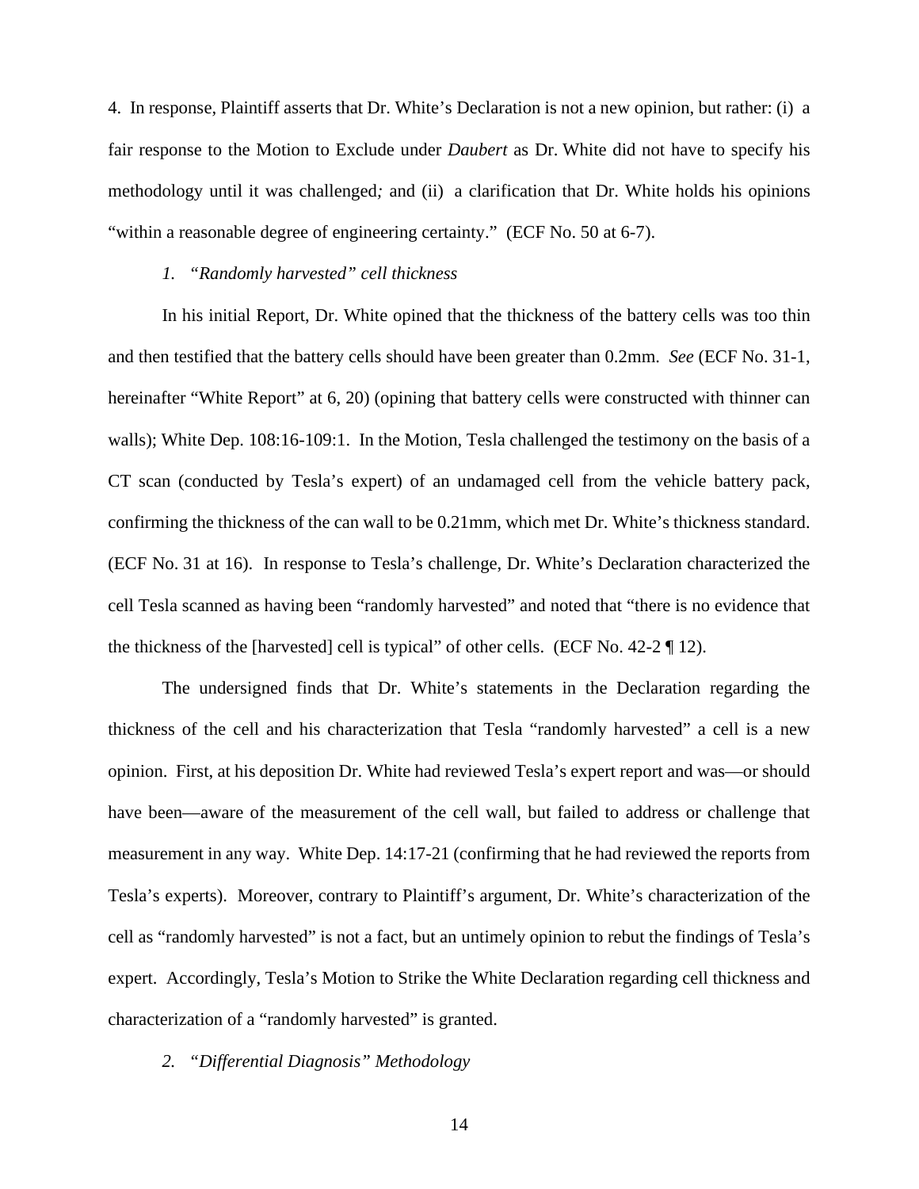4. In response, Plaintiff asserts that Dr. White's Declaration is not a new opinion, but rather: (i) a fair response to the Motion to Exclude under *Daubert* as Dr. White did not have to specify his methodology until it was challenged*;* and (ii) a clarification that Dr. White holds his opinions "within a reasonable degree of engineering certainty." (ECF No. 50 at 6-7).

*1. "Randomly harvested" cell thickness*

In his initial Report, Dr. White opined that the thickness of the battery cells was too thin and then testified that the battery cells should have been greater than 0.2mm. *See* (ECF No. 31-1, hereinafter "White Report" at 6, 20) (opining that battery cells were constructed with thinner can walls); White Dep. 108:16-109:1. In the Motion, Tesla challenged the testimony on the basis of a CT scan (conducted by Tesla's expert) of an undamaged cell from the vehicle battery pack, confirming the thickness of the can wall to be 0.21mm, which met Dr. White's thickness standard. (ECF No. 31 at 16). In response to Tesla's challenge, Dr. White's Declaration characterized the cell Tesla scanned as having been "randomly harvested" and noted that "there is no evidence that the thickness of the [harvested] cell is typical" of other cells. (ECF No. 42-2 ¶ 12).

The undersigned finds that Dr. White's statements in the Declaration regarding the thickness of the cell and his characterization that Tesla "randomly harvested" a cell is a new opinion. First, at his deposition Dr. White had reviewed Tesla's expert report and was—or should have been—aware of the measurement of the cell wall, but failed to address or challenge that measurement in any way. White Dep. 14:17-21 (confirming that he had reviewed the reports from Tesla's experts). Moreover, contrary to Plaintiff's argument, Dr. White's characterization of the cell as "randomly harvested" is not a fact, but an untimely opinion to rebut the findings of Tesla's expert. Accordingly, Tesla's Motion to Strike the White Declaration regarding cell thickness and characterization of a "randomly harvested" is granted.

*2. "Differential Diagnosis" Methodology*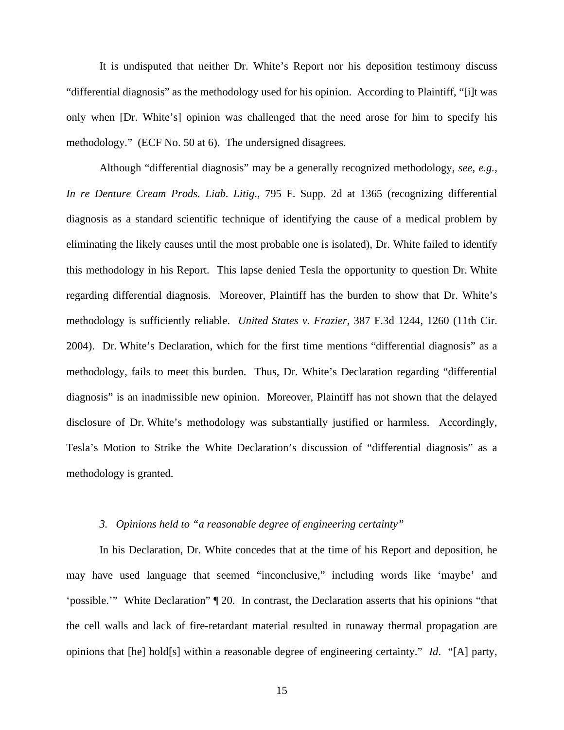It is undisputed that neither Dr. White's Report nor his deposition testimony discuss "differential diagnosis" as the methodology used for his opinion. According to Plaintiff, "[i]t was only when [Dr. White's] opinion was challenged that the need arose for him to specify his methodology." (ECF No. 50 at 6). The undersigned disagrees.

Although "differential diagnosis" may be a generally recognized methodology, *see, e.g.*, *In re Denture Cream Prods. Liab. Litig.*, 795 F. Supp. 2d at 1365 (recognizing differential diagnosis as a standard scientific technique of identifying the cause of a medical problem by eliminating the likely causes until the most probable one is isolated), Dr. White failed to identify this methodology in his Report. This lapse denied Tesla the opportunity to question Dr. White regarding differential diagnosis. Moreover, Plaintiff has the burden to show that Dr. White's methodology is sufficiently reliable. *United States v. Frazier*, 387 F.3d 1244, 1260 (11th Cir. 2004). Dr. White's Declaration, which for the first time mentions "differential diagnosis" as a methodology, fails to meet this burden. Thus, Dr. White's Declaration regarding "differential diagnosis" is an inadmissible new opinion. Moreover, Plaintiff has not shown that the delayed disclosure of Dr. White's methodology was substantially justified or harmless. Accordingly, Tesla's Motion to Strike the White Declaration's discussion of "differential diagnosis" as a methodology is granted.

*3. Opinions held to "a reasonable degree of engineering certainty"*

In his Declaration, Dr. White concedes that at the time of his Report and deposition, he may have used language that seemed "inconclusive," including words like 'maybe' and 'possible.'" White Declaration" ¶ 20. In contrast, the Declaration asserts that his opinions "that the cell walls and lack of fire-retardant material resulted in runaway thermal propagation are opinions that [he] hold[s] within a reasonable degree of engineering certainty." *Id*. "[A] party,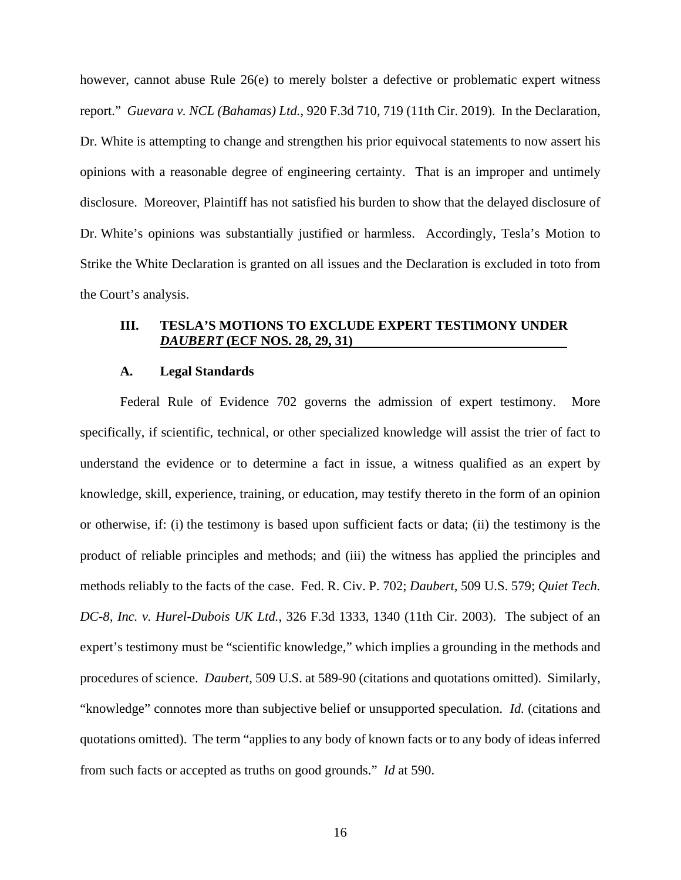however, cannot abuse Rule 26(e) to merely bolster a defective or problematic expert witness report." *Guevara v. NCL (Bahamas) Ltd.*, 920 F.3d 710, 719 (11th Cir. 2019). In the Declaration, Dr. White is attempting to change and strengthen his prior equivocal statements to now assert his opinions with a reasonable degree of engineering certainty. That is an improper and untimely disclosure. Moreover, Plaintiff has not satisfied his burden to show that the delayed disclosure of Dr. White's opinions was substantially justified or harmless. Accordingly, Tesla's Motion to Strike the White Declaration is granted on all issues and the Declaration is excluded in toto from the Court's analysis.

## III. TESLA'S MOTIONS TO EXCLUDE EXPERT TESTIMONY UNDER *DAUBERT* (ECF NOS. 28, 29, 31)

### A. Legal Standards

Federal Rule of Evidence 702 governs the admission of expert testimony. More specifically, if scientific, technical, or other specialized knowledge will assist the trier of fact to understand the evidence or to determine a fact in issue, a witness qualified as an expert by knowledge, skill, experience, training, or education, may testify thereto in the form of an opinion or otherwise, if: (i) the testimony is based upon sufficient facts or data; (ii) the testimony is the product of reliable principles and methods; and (iii) the witness has applied the principles and methods reliably to the facts of the case. Fed. R. Civ. P. 702; *Daubert*, 509 U.S. 579; *Quiet Tech. DC-8, Inc. v. Hurel-Dubois UK Ltd.*, 326 F.3d 1333, 1340 (11th Cir. 2003). The subject of an expert's testimony must be "scientific knowledge," which implies a grounding in the methods and procedures of science. *Daubert*, 509 U.S. at 589-90 (citations and quotations omitted). Similarly, "knowledge" connotes more than subjective belief or unsupported speculation. *Id.* (citations and quotations omitted). The term "applies to any body of known facts or to any body of ideas inferred from such facts or accepted as truths on good grounds." *Id* at 590.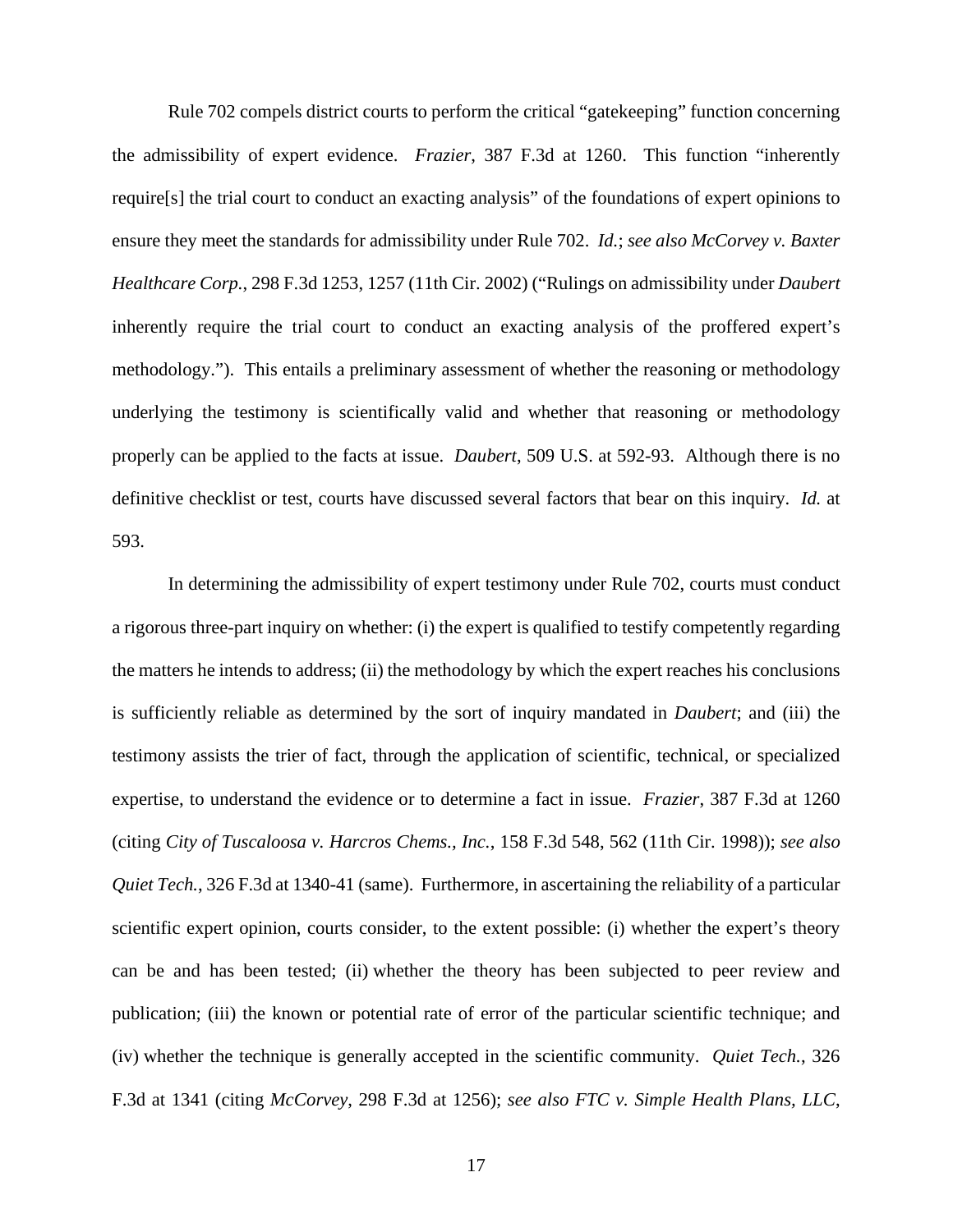Rule 702 compels district courts to perform the critical "gatekeeping" function concerning the admissibility of expert evidence. *Frazier*, 387 F.3d at 1260. This function "inherently require[s] the trial court to conduct an exacting analysis" of the foundations of expert opinions to ensure they meet the standards for admissibility under Rule 702. *Id.*; *see also McCorvey v. Baxter Healthcare Corp.*, 298 F.3d 1253, 1257 (11th Cir. 2002) ("Rulings on admissibility under *Daubert* inherently require the trial court to conduct an exacting analysis of the proffered expert's methodology."). This entails a preliminary assessment of whether the reasoning or methodology underlying the testimony is scientifically valid and whether that reasoning or methodology properly can be applied to the facts at issue. *Daubert*, 509 U.S. at 592-93. Although there is no definitive checklist or test, courts have discussed several factors that bear on this inquiry. *Id.* at 593.

In determining the admissibility of expert testimony under Rule 702, courts must conduct a rigorous three-part inquiry on whether: (i) the expert is qualified to testify competently regarding the matters he intends to address; (ii) the methodology by which the expert reaches his conclusions is sufficiently reliable as determined by the sort of inquiry mandated in *Daubert*; and (iii) the testimony assists the trier of fact, through the application of scientific, technical, or specialized expertise, to understand the evidence or to determine a fact in issue. *Frazier*, 387 F.3d at 1260 (citing *City of Tuscaloosa v. Harcros Chems., Inc.*, 158 F.3d 548, 562 (11th Cir. 1998)); *see also Quiet Tech.*, 326 F.3d at 1340-41 (same). Furthermore, in ascertaining the reliability of a particular scientific expert opinion, courts consider, to the extent possible: (i) whether the expert's theory can be and has been tested; (ii) whether the theory has been subjected to peer review and publication; (iii) the known or potential rate of error of the particular scientific technique; and (iv) whether the technique is generally accepted in the scientific community. *Quiet Tech.*, 326 F.3d at 1341 (citing *McCorvey*, 298 F.3d at 1256); *see also FTC v. Simple Health Plans, LLC*,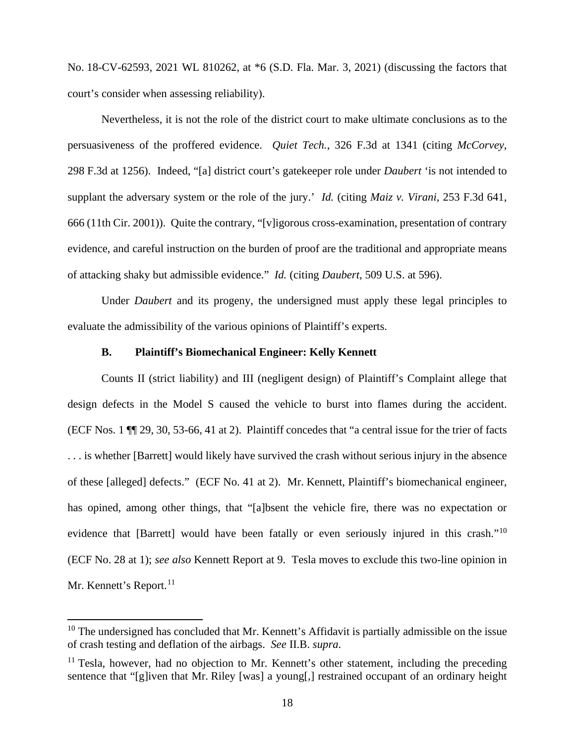No. 18-CV-62593, 2021 WL 810262, at *6 (S.D. Fla. Mar. 3, 2021) (discussing the factors that court's consider when assessing reliability).

Nevertheless, it is not the role of the district court to make ultimate conclusions as to the persuasiveness of the proffered evidence. *Quiet Tech.*, 326 F.3d at 1341 (citing *McCorvey*, 298 F.3d at 1256). Indeed, "[a] district court's gatekeeper role under *Daubert* 'is not intended to supplant the adversary system or the role of the jury.' *Id.* (citing *Maiz v. Virani*, 253 F.3d 641, 666 (11th Cir. 2001)). Quite the contrary, "[v]igorous cross-examination, presentation of contrary evidence, and careful instruction on the burden of proof are the traditional and appropriate means of attacking shaky but admissible evidence." *Id.* (citing *Daubert*, 509 U.S. at 596).

Under *Daubert* and its progeny, the undersigned must apply these legal principles to evaluate the admissibility of the various opinions of Plaintiff's experts.

### B. Plaintiff's Biomechanical Engineer: Kelly Kennett

Counts II (strict liability) and III (negligent design) of Plaintiff's Complaint allege that design defects in the Model S caused the vehicle to burst into flames during the accident. (ECF Nos. 1 ¶¶ 29, 30, 53-66, 41 at 2). Plaintiff concedes that "a central issue for the trier of facts . . . is whether [Barrett] would likely have survived the crash without serious injury in the absence of these [alleged] defects." (ECF No. 41 at 2). Mr. Kennett, Plaintiff's biomechanical engineer, has opined, among other things, that "[a]bsent the vehicle fire, there was no expectation or evidence that [Barrett] would have been fatally or even seriously injured in this crash."[10] (ECF No. 28 at 1); *see also* Kennett Report at 9. Tesla moves to exclude this two-line opinion in Mr. Kennett's Report.[11]

[10] The undersigned has concluded that Mr. Kennett's Affidavit is partially admissible on the issue of crash testing and deflation of the airbags. *See* II.B. *supra*.

[11] Tesla, however, had no objection to Mr. Kennett's other statement, including the preceding sentence that "[g]iven that Mr. Riley [was] a young[,] restrained occupant of an ordinary height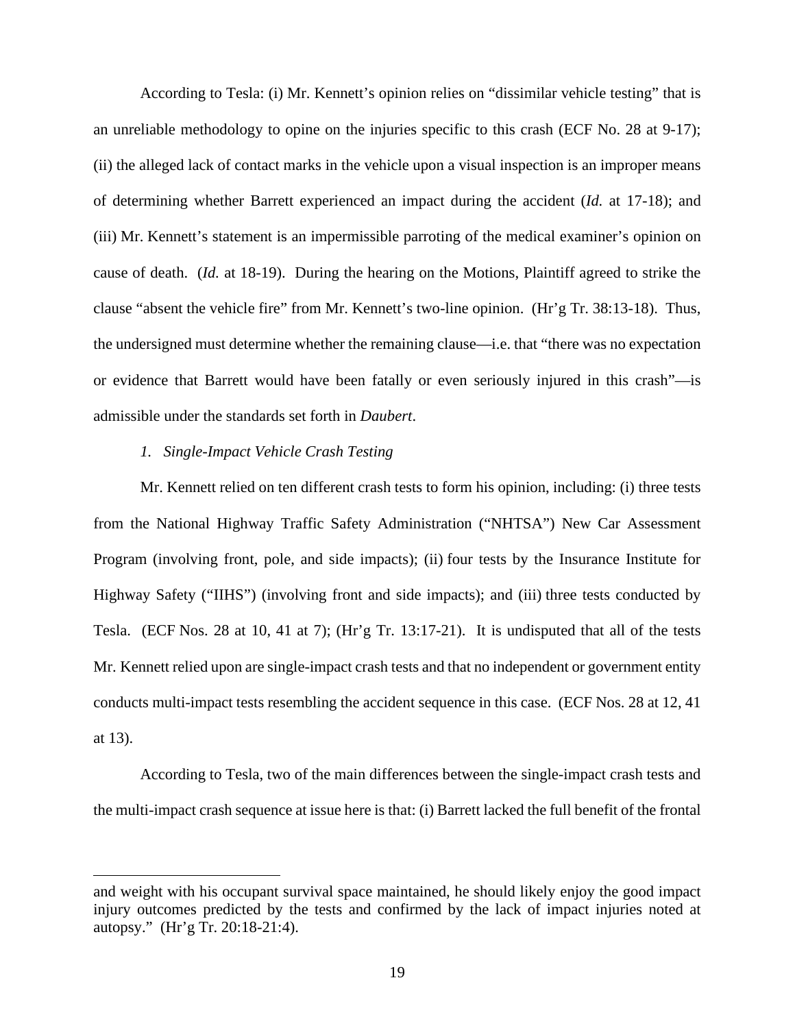According to Tesla: (i) Mr. Kennett's opinion relies on "dissimilar vehicle testing" that is an unreliable methodology to opine on the injuries specific to this crash (ECF No. 28 at 9-17); (ii) the alleged lack of contact marks in the vehicle upon a visual inspection is an improper means of determining whether Barrett experienced an impact during the accident (*Id.* at 17-18); and (iii) Mr. Kennett's statement is an impermissible parroting of the medical examiner's opinion on cause of death. (*Id.* at 18-19). During the hearing on the Motions, Plaintiff agreed to strike the clause "absent the vehicle fire" from Mr. Kennett's two-line opinion. (Hr'g Tr. 38:13-18). Thus, the undersigned must determine whether the remaining clause—i.e. that "there was no expectation or evidence that Barrett would have been fatally or even seriously injured in this crash"—is admissible under the standards set forth in *Daubert*.

*1. Single-Impact Vehicle Crash Testing*

Mr. Kennett relied on ten different crash tests to form his opinion, including: (i) three tests from the National Highway Traffic Safety Administration ("NHTSA") New Car Assessment Program (involving front, pole, and side impacts); (ii) four tests by the Insurance Institute for Highway Safety ("IIHS") (involving front and side impacts); and (iii) three tests conducted by Tesla. (ECF Nos. 28 at 10, 41 at 7); (Hr'g Tr. 13:17-21). It is undisputed that all of the tests Mr. Kennett relied upon are single-impact crash tests and that no independent or government entity conducts multi-impact tests resembling the accident sequence in this case. (ECF Nos. 28 at 12, 41 at 13).

According to Tesla, two of the main differences between the single-impact crash tests and the multi-impact crash sequence at issue here is that: (i) Barrett lacked the full benefit of the frontal

---

and weight with his occupant survival space maintained, he should likely enjoy the good impact injury outcomes predicted by the tests and confirmed by the lack of impact injuries noted at autopsy." (Hr'g Tr. 20:18-21:4).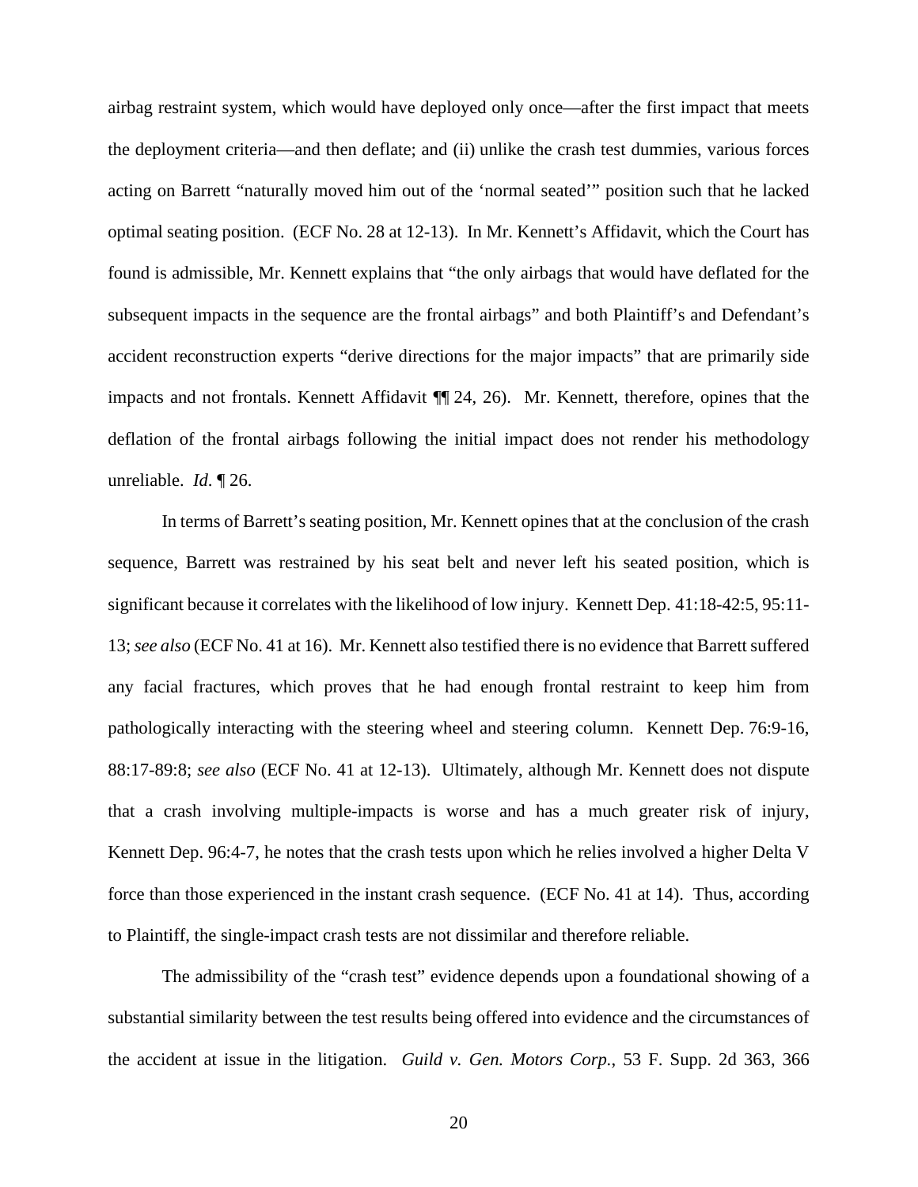airbag restraint system, which would have deployed only once—after the first impact that meets the deployment criteria—and then deflate; and (ii) unlike the crash test dummies, various forces acting on Barrett "naturally moved him out of the 'normal seated'" position such that he lacked optimal seating position. (ECF No. 28 at 12-13). In Mr. Kennett's Affidavit, which the Court has found is admissible, Mr. Kennett explains that "the only airbags that would have deflated for the subsequent impacts in the sequence are the frontal airbags" and both Plaintiff's and Defendant's accident reconstruction experts "derive directions for the major impacts" that are primarily side impacts and not frontals. Kennett Affidavit ¶¶ 24, 26). Mr. Kennett, therefore, opines that the deflation of the frontal airbags following the initial impact does not render his methodology unreliable. *Id.* ¶ 26.

In terms of Barrett's seating position, Mr. Kennett opines that at the conclusion of the crash sequence, Barrett was restrained by his seat belt and never left his seated position, which is significant because it correlates with the likelihood of low injury. Kennett Dep. 41:18-42:5, 95:11-13; *see also* (ECF No. 41 at 16). Mr. Kennett also testified there is no evidence that Barrett suffered any facial fractures, which proves that he had enough frontal restraint to keep him from pathologically interacting with the steering wheel and steering column. Kennett Dep. 76:9-16, 88:17-89:8; *see also* (ECF No. 41 at 12-13). Ultimately, although Mr. Kennett does not dispute that a crash involving multiple-impacts is worse and has a much greater risk of injury, Kennett Dep. 96:4-7, he notes that the crash tests upon which he relies involved a higher Delta V force than those experienced in the instant crash sequence. (ECF No. 41 at 14). Thus, according to Plaintiff, the single-impact crash tests are not dissimilar and therefore reliable.

The admissibility of the "crash test" evidence depends upon a foundational showing of a substantial similarity between the test results being offered into evidence and the circumstances of the accident at issue in the litigation. *Guild v. Gen. Motors Corp.*, 53 F. Supp. 2d 363, 366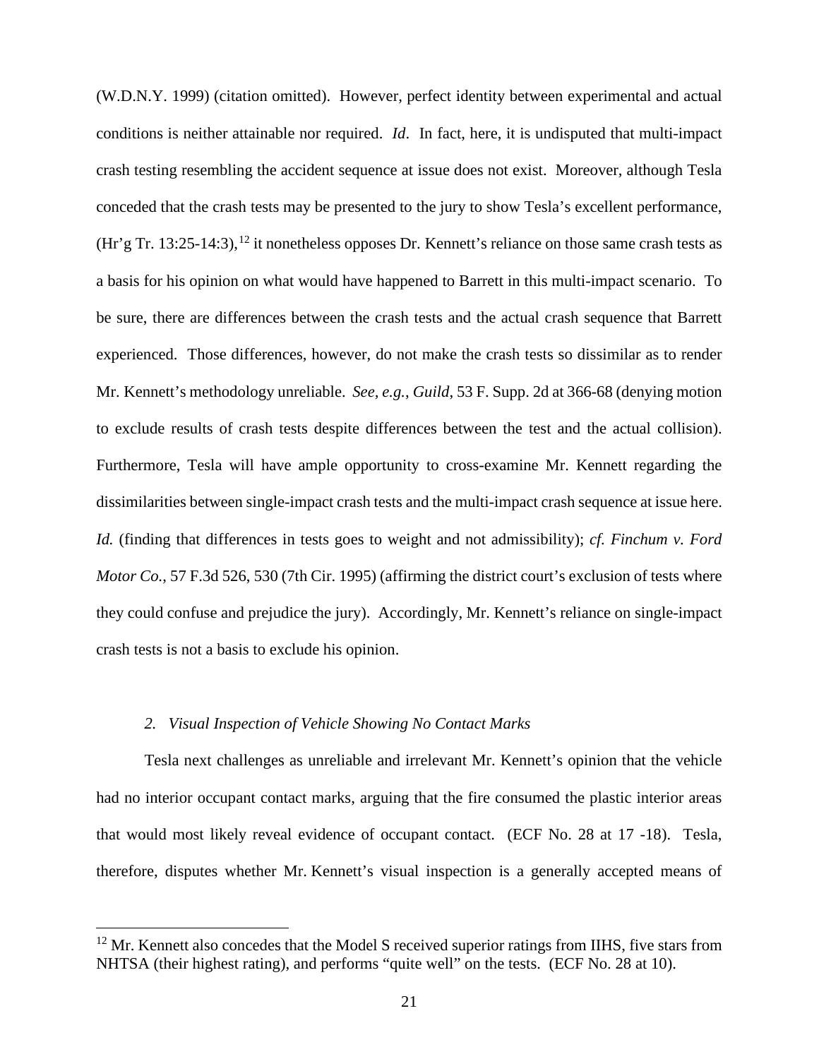(W.D.N.Y. 1999) (citation omitted). However, perfect identity between experimental and actual conditions is neither attainable nor required. *Id*. In fact, here, it is undisputed that multi-impact crash testing resembling the accident sequence at issue does not exist. Moreover, although Tesla conceded that the crash tests may be presented to the jury to show Tesla's excellent performance, (Hr'g Tr. 13:25-14:3),[12] it nonetheless opposes Dr. Kennett's reliance on those same crash tests as a basis for his opinion on what would have happened to Barrett in this multi-impact scenario. To be sure, there are differences between the crash tests and the actual crash sequence that Barrett experienced. Those differences, however, do not make the crash tests so dissimilar as to render Mr. Kennett's methodology unreliable. *See, e.g.*, *Guild*, 53 F. Supp. 2d at 366-68 (denying motion to exclude results of crash tests despite differences between the test and the actual collision). Furthermore, Tesla will have ample opportunity to cross-examine Mr. Kennett regarding the dissimilarities between single-impact crash tests and the multi-impact crash sequence at issue here. *Id.* (finding that differences in tests goes to weight and not admissibility); *cf. Finchum v. Ford Motor Co.*, 57 F.3d 526, 530 (7th Cir. 1995) (affirming the district court's exclusion of tests where they could confuse and prejudice the jury). Accordingly, Mr. Kennett's reliance on single-impact crash tests is not a basis to exclude his opinion.

*2. Visual Inspection of Vehicle Showing No Contact Marks*

Tesla next challenges as unreliable and irrelevant Mr. Kennett's opinion that the vehicle had no interior occupant contact marks, arguing that the fire consumed the plastic interior areas that would most likely reveal evidence of occupant contact. (ECF No. 28 at 17 -18). Tesla, therefore, disputes whether Mr. Kennett's visual inspection is a generally accepted means of

[12] Mr. Kennett also concedes that the Model S received superior ratings from IIHS, five stars from NHTSA (their highest rating), and performs "quite well" on the tests. (ECF No. 28 at 10).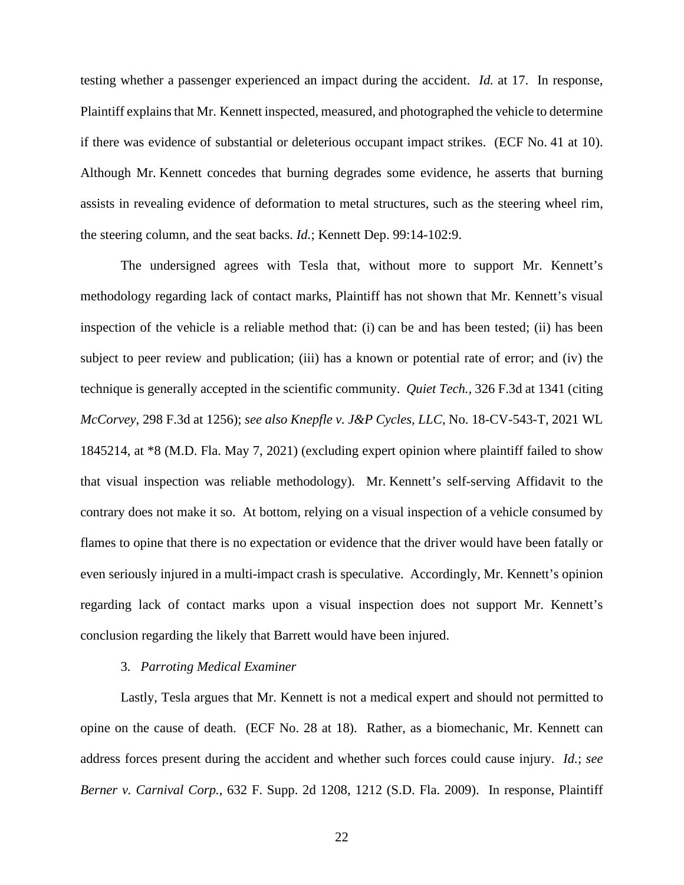testing whether a passenger experienced an impact during the accident. *Id.* at 17. In response, Plaintiff explains that Mr. Kennett inspected, measured, and photographed the vehicle to determine if there was evidence of substantial or deleterious occupant impact strikes. (ECF No. 41 at 10). Although Mr. Kennett concedes that burning degrades some evidence, he asserts that burning assists in revealing evidence of deformation to metal structures, such as the steering wheel rim, the steering column, and the seat backs. *Id.*; Kennett Dep. 99:14-102:9.

The undersigned agrees with Tesla that, without more to support Mr. Kennett's methodology regarding lack of contact marks, Plaintiff has not shown that Mr. Kennett's visual inspection of the vehicle is a reliable method that: (i) can be and has been tested; (ii) has been subject to peer review and publication; (iii) has a known or potential rate of error; and (iv) the technique is generally accepted in the scientific community. *Quiet Tech.*, 326 F.3d at 1341 (citing *McCorvey*, 298 F.3d at 1256); *see also Knepfle v. J&P Cycles, LLC*, No. 18-CV-543-T, 2021 WL 1845214, at *8 (M.D. Fla. May 7, 2021) (excluding expert opinion where plaintiff failed to show that visual inspection was reliable methodology). Mr. Kennett's self-serving Affidavit to the contrary does not make it so. At bottom, relying on a visual inspection of a vehicle consumed by flames to opine that there is no expectation or evidence that the driver would have been fatally or even seriously injured in a multi-impact crash is speculative. Accordingly, Mr. Kennett's opinion regarding lack of contact marks upon a visual inspection does not support Mr. Kennett's conclusion regarding the likely that Barrett would have been injured.

3. *Parroting Medical Examiner*

Lastly, Tesla argues that Mr. Kennett is not a medical expert and should not permitted to opine on the cause of death. (ECF No. 28 at 18). Rather, as a biomechanic, Mr. Kennett can address forces present during the accident and whether such forces could cause injury. *Id.*; *see Berner v. Carnival Corp.*, 632 F. Supp. 2d 1208, 1212 (S.D. Fla. 2009). In response, Plaintiff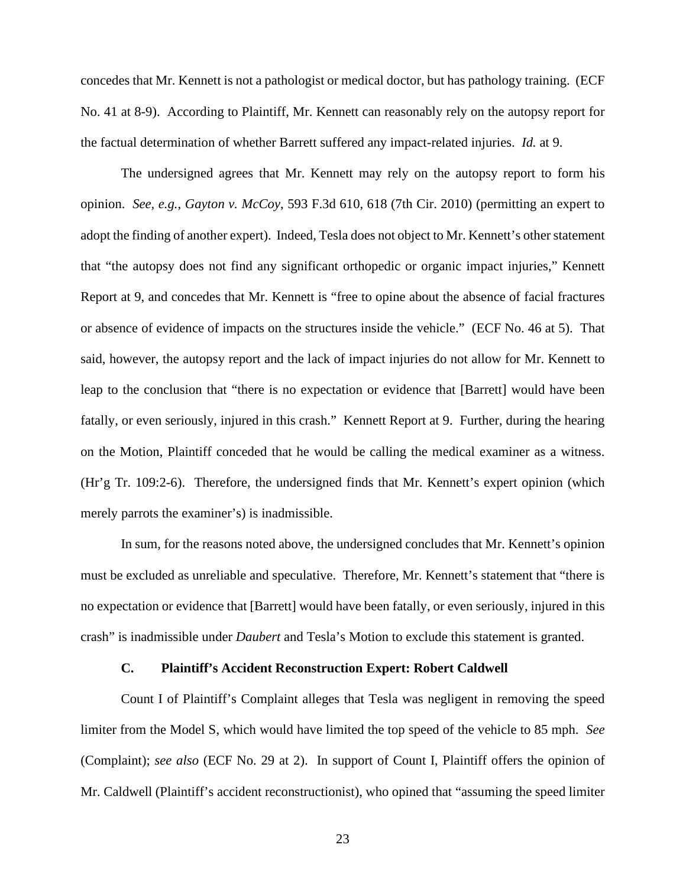concedes that Mr. Kennett is not a pathologist or medical doctor, but has pathology training. (ECF No. 41 at 8-9). According to Plaintiff, Mr. Kennett can reasonably rely on the autopsy report for the factual determination of whether Barrett suffered any impact-related injuries. *Id.* at 9.

The undersigned agrees that Mr. Kennett may rely on the autopsy report to form his opinion. *See, e.g.*, *Gayton v. McCoy*, 593 F.3d 610, 618 (7th Cir. 2010) (permitting an expert to adopt the finding of another expert). Indeed, Tesla does not object to Mr. Kennett's other statement that "the autopsy does not find any significant orthopedic or organic impact injuries," Kennett Report at 9, and concedes that Mr. Kennett is "free to opine about the absence of facial fractures or absence of evidence of impacts on the structures inside the vehicle." (ECF No. 46 at 5). That said, however, the autopsy report and the lack of impact injuries do not allow for Mr. Kennett to leap to the conclusion that "there is no expectation or evidence that [Barrett] would have been fatally, or even seriously, injured in this crash." Kennett Report at 9. Further, during the hearing on the Motion, Plaintiff conceded that he would be calling the medical examiner as a witness. (Hr'g Tr. 109:2-6). Therefore, the undersigned finds that Mr. Kennett's expert opinion (which merely parrots the examiner's) is inadmissible.

In sum, for the reasons noted above, the undersigned concludes that Mr. Kennett's opinion must be excluded as unreliable and speculative. Therefore, Mr. Kennett's statement that "there is no expectation or evidence that [Barrett] would have been fatally, or even seriously, injured in this crash" is inadmissible under *Daubert* and Tesla's Motion to exclude this statement is granted.

### C. Plaintiff's Accident Reconstruction Expert: Robert Caldwell

Count I of Plaintiff's Complaint alleges that Tesla was negligent in removing the speed limiter from the Model S, which would have limited the top speed of the vehicle to 85 mph. *See* (Complaint); *see also* (ECF No. 29 at 2). In support of Count I, Plaintiff offers the opinion of Mr. Caldwell (Plaintiff's accident reconstructionist), who opined that "assuming the speed limiter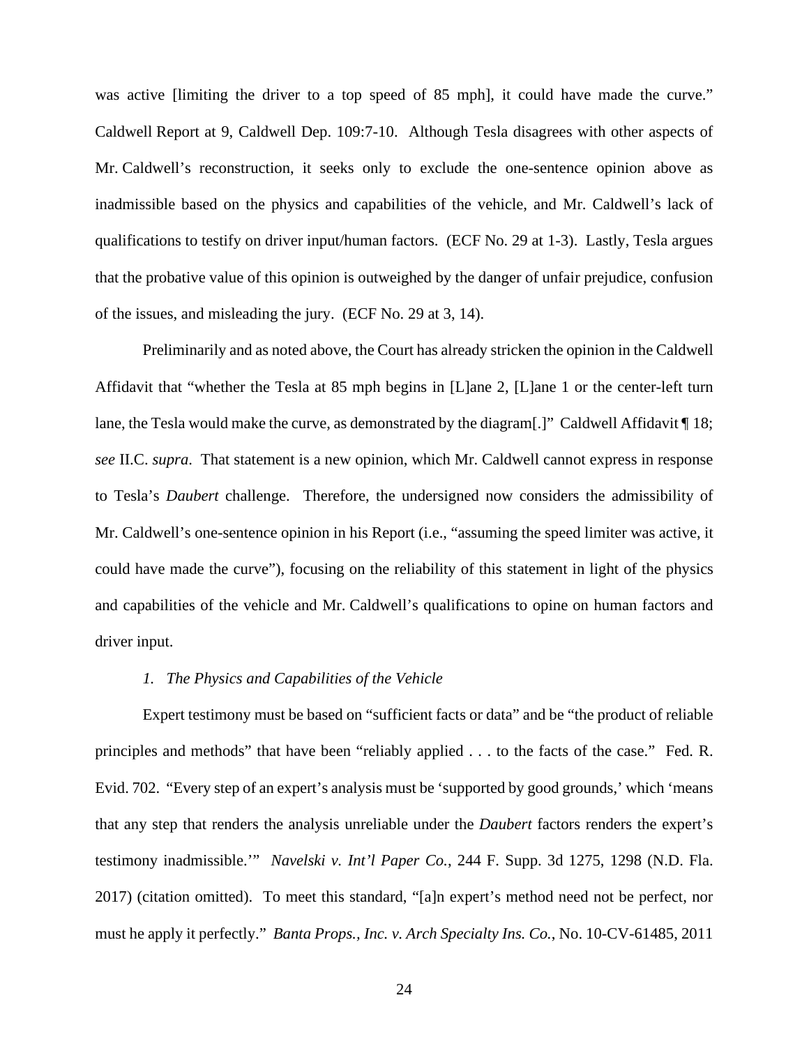was active [limiting the driver to a top speed of 85 mph], it could have made the curve." Caldwell Report at 9, Caldwell Dep. 109:7-10. Although Tesla disagrees with other aspects of Mr. Caldwell's reconstruction, it seeks only to exclude the one-sentence opinion above as inadmissible based on the physics and capabilities of the vehicle, and Mr. Caldwell's lack of qualifications to testify on driver input/human factors. (ECF No. 29 at 1-3). Lastly, Tesla argues that the probative value of this opinion is outweighed by the danger of unfair prejudice, confusion of the issues, and misleading the jury. (ECF No. 29 at 3, 14).

Preliminarily and as noted above, the Court has already stricken the opinion in the Caldwell Affidavit that "whether the Tesla at 85 mph begins in [L]ane 2, [L]ane 1 or the center-left turn lane, the Tesla would make the curve, as demonstrated by the diagram[.]" Caldwell Affidavit ¶ 18; *see* II.C. *supra*. That statement is a new opinion, which Mr. Caldwell cannot express in response to Tesla's *Daubert* challenge. Therefore, the undersigned now considers the admissibility of Mr. Caldwell's one-sentence opinion in his Report (i.e., "assuming the speed limiter was active, it could have made the curve"), focusing on the reliability of this statement in light of the physics and capabilities of the vehicle and Mr. Caldwell's qualifications to opine on human factors and driver input.

*1. The Physics and Capabilities of the Vehicle*

Expert testimony must be based on "sufficient facts or data" and be "the product of reliable principles and methods" that have been "reliably applied . . . to the facts of the case." Fed. R. Evid. 702. "Every step of an expert's analysis must be 'supported by good grounds,' which 'means that any step that renders the analysis unreliable under the *Daubert* factors renders the expert's testimony inadmissible.'" *Navelski v. Int'l Paper Co.*, 244 F. Supp. 3d 1275, 1298 (N.D. Fla. 2017) (citation omitted). To meet this standard, "[a]n expert's method need not be perfect, nor must he apply it perfectly." *Banta Props., Inc. v. Arch Specialty Ins. Co.*, No. 10-CV-61485, 2011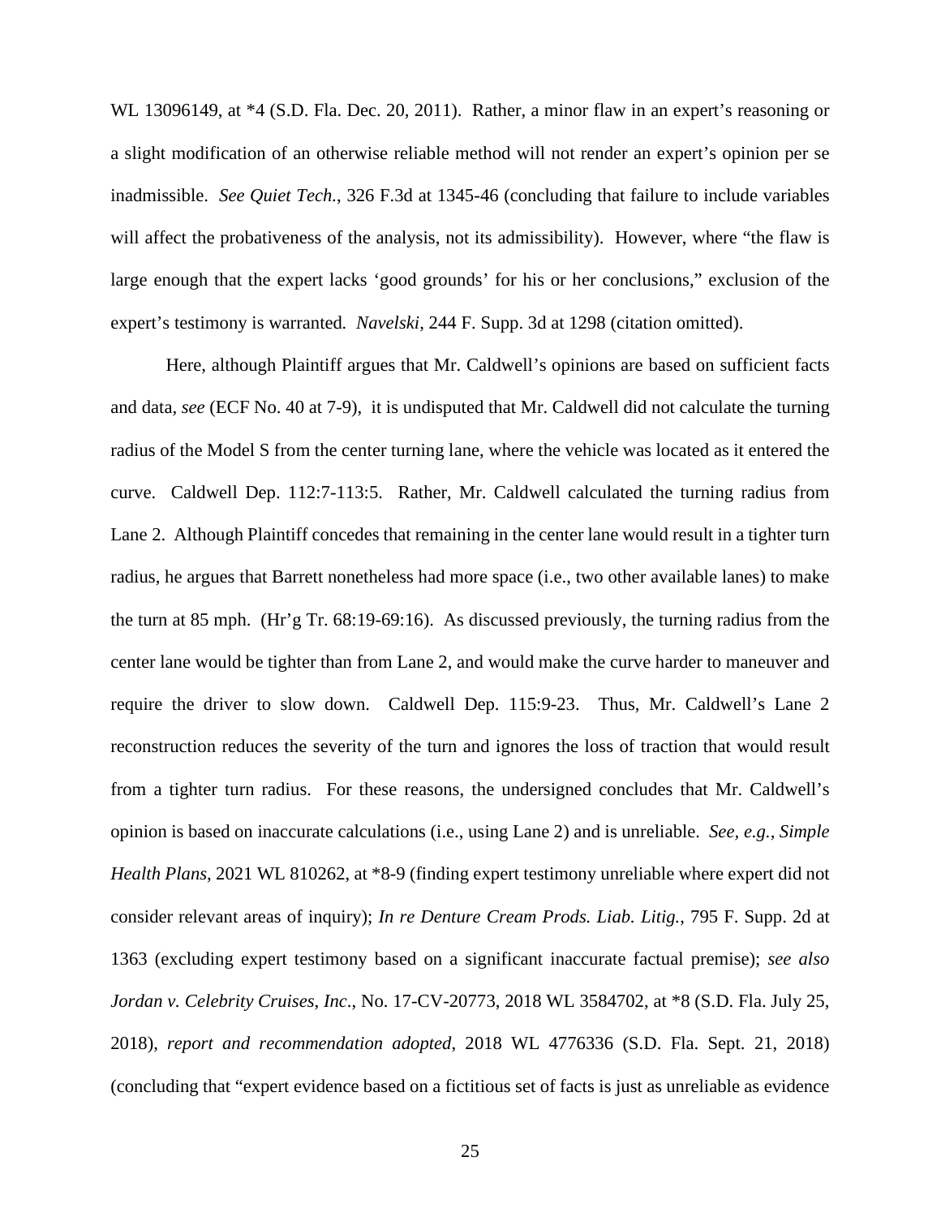WL 13096149, at *4 (S.D. Fla. Dec. 20, 2011). Rather, a minor flaw in an expert's reasoning or a slight modification of an otherwise reliable method will not render an expert's opinion per se inadmissible. *See Quiet Tech.*, 326 F.3d at 1345-46 (concluding that failure to include variables will affect the probativeness of the analysis, not its admissibility). However, where "the flaw is large enough that the expert lacks 'good grounds' for his or her conclusions," exclusion of the expert's testimony is warranted. *Navelski*, 244 F. Supp. 3d at 1298 (citation omitted).

Here, although Plaintiff argues that Mr. Caldwell's opinions are based on sufficient facts and data, *see* (ECF No. 40 at 7-9), it is undisputed that Mr. Caldwell did not calculate the turning radius of the Model S from the center turning lane, where the vehicle was located as it entered the curve. Caldwell Dep. 112:7-113:5. Rather, Mr. Caldwell calculated the turning radius from Lane 2. Although Plaintiff concedes that remaining in the center lane would result in a tighter turn radius, he argues that Barrett nonetheless had more space (i.e., two other available lanes) to make the turn at 85 mph. (Hr'g Tr. 68:19-69:16). As discussed previously, the turning radius from the center lane would be tighter than from Lane 2, and would make the curve harder to maneuver and require the driver to slow down. Caldwell Dep. 115:9-23. Thus, Mr. Caldwell's Lane 2 reconstruction reduces the severity of the turn and ignores the loss of traction that would result from a tighter turn radius. For these reasons, the undersigned concludes that Mr. Caldwell's opinion is based on inaccurate calculations (i.e., using Lane 2) and is unreliable. *See, e.g., Simple Health Plans*, 2021 WL 810262, at *8-9 (finding expert testimony unreliable where expert did not consider relevant areas of inquiry); *In re Denture Cream Prods. Liab. Litig.*, 795 F. Supp. 2d at 1363 (excluding expert testimony based on a significant inaccurate factual premise); *see also Jordan v. Celebrity Cruises, Inc*., No. 17-CV-20773, 2018 WL 3584702, at *8 (S.D. Fla. July 25, 2018), *report and recommendation adopted*, 2018 WL 4776336 (S.D. Fla. Sept. 21, 2018) (concluding that "expert evidence based on a fictitious set of facts is just as unreliable as evidence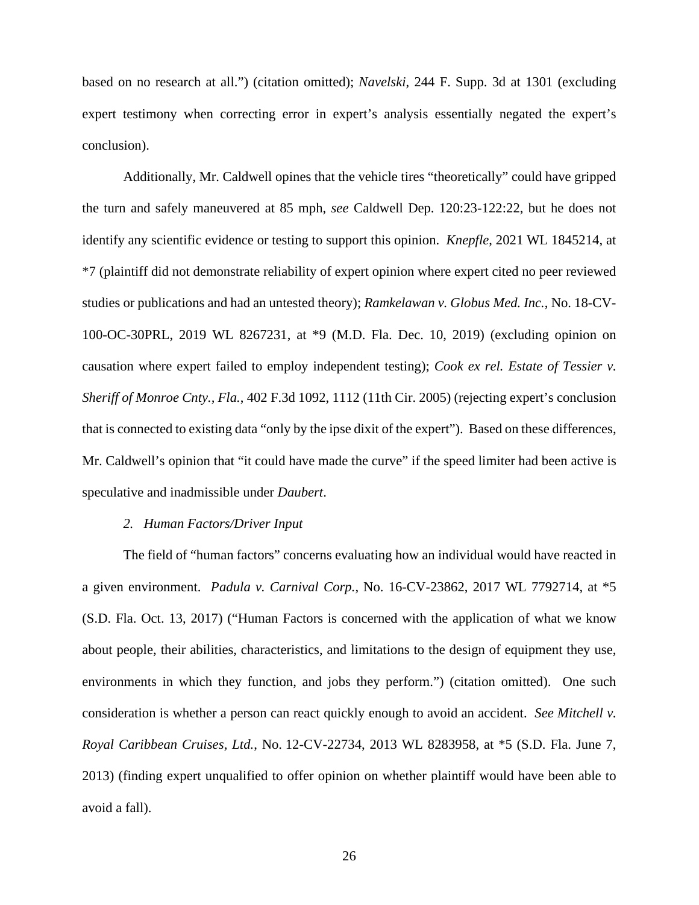based on no research at all.") (citation omitted); *Navelski*, 244 F. Supp. 3d at 1301 (excluding expert testimony when correcting error in expert's analysis essentially negated the expert's conclusion).

Additionally, Mr. Caldwell opines that the vehicle tires "theoretically" could have gripped the turn and safely maneuvered at 85 mph, *see* Caldwell Dep. 120:23-122:22, but he does not identify any scientific evidence or testing to support this opinion. *Knepfle*, 2021 WL 1845214, at *7 (plaintiff did not demonstrate reliability of expert opinion where expert cited no peer reviewed studies or publications and had an untested theory); *Ramkelawan v. Globus Med. Inc.*, No. 18-CV-100-OC-30PRL, 2019 WL 8267231, at *9 (M.D. Fla. Dec. 10, 2019) (excluding opinion on causation where expert failed to employ independent testing); *Cook ex rel. Estate of Tessier v. Sheriff of Monroe Cnty., Fla.*, 402 F.3d 1092, 1112 (11th Cir. 2005) (rejecting expert's conclusion that is connected to existing data "only by the ipse dixit of the expert"). Based on these differences, Mr. Caldwell's opinion that "it could have made the curve" if the speed limiter had been active is speculative and inadmissible under *Daubert*.

*2. Human Factors/Driver Input*

The field of "human factors" concerns evaluating how an individual would have reacted in a given environment. *Padula v. Carnival Corp.*, No. 16-CV-23862, 2017 WL 7792714, at *5 (S.D. Fla. Oct. 13, 2017) ("Human Factors is concerned with the application of what we know about people, their abilities, characteristics, and limitations to the design of equipment they use, environments in which they function, and jobs they perform.") (citation omitted). One such consideration is whether a person can react quickly enough to avoid an accident. *See Mitchell v. Royal Caribbean Cruises, Ltd.*, No. 12-CV-22734, 2013 WL 8283958, at *5 (S.D. Fla. June 7, 2013) (finding expert unqualified to offer opinion on whether plaintiff would have been able to avoid a fall).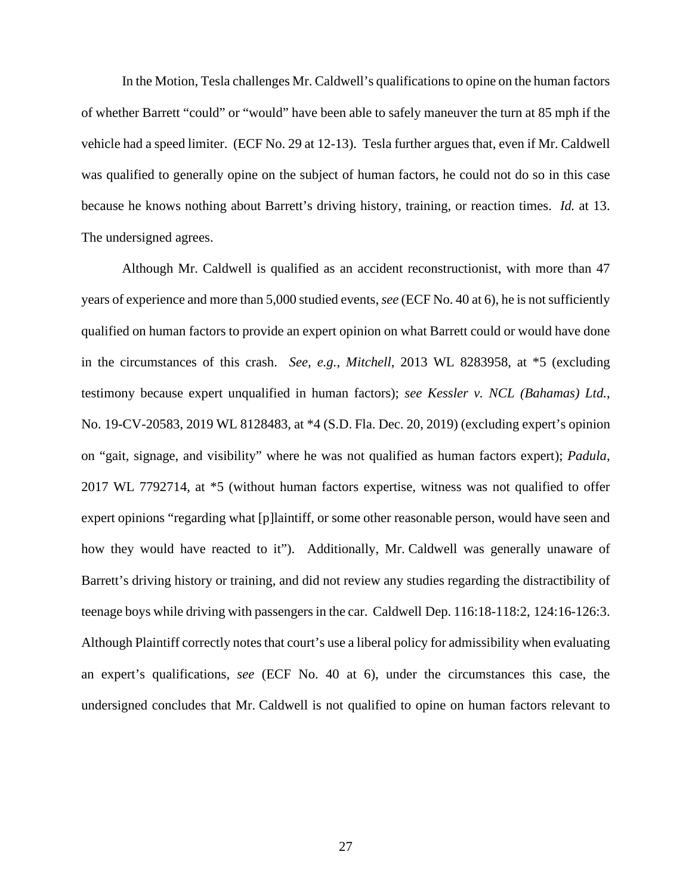In the Motion, Tesla challenges Mr. Caldwell's qualifications to opine on the human factors of whether Barrett "could" or "would" have been able to safely maneuver the turn at 85 mph if the vehicle had a speed limiter. (ECF No. 29 at 12-13). Tesla further argues that, even if Mr. Caldwell was qualified to generally opine on the subject of human factors, he could not do so in this case because he knows nothing about Barrett's driving history, training, or reaction times. *Id.* at 13. The undersigned agrees.

Although Mr. Caldwell is qualified as an accident reconstructionist, with more than 47 years of experience and more than 5,000 studied events, *see* (ECF No. 40 at 6), he is not sufficiently qualified on human factors to provide an expert opinion on what Barrett could or would have done in the circumstances of this crash. *See, e.g.*, *Mitchell*, 2013 WL 8283958, at *5 (excluding testimony because expert unqualified in human factors); *see Kessler v. NCL (Bahamas) Ltd.*, No. 19-CV-20583, 2019 WL 8128483, at *4 (S.D. Fla. Dec. 20, 2019) (excluding expert's opinion on "gait, signage, and visibility" where he was not qualified as human factors expert); *Padula*, 2017 WL 7792714, at *5 (without human factors expertise, witness was not qualified to offer expert opinions "regarding what [p]laintiff, or some other reasonable person, would have seen and how they would have reacted to it"). Additionally, Mr. Caldwell was generally unaware of Barrett's driving history or training, and did not review any studies regarding the distractibility of teenage boys while driving with passengers in the car. Caldwell Dep. 116:18-118:2, 124:16-126:3. Although Plaintiff correctly notes that court's use a liberal policy for admissibility when evaluating an expert's qualifications, *see* (ECF No. 40 at 6), under the circumstances this case, the undersigned concludes that Mr. Caldwell is not qualified to opine on human factors relevant to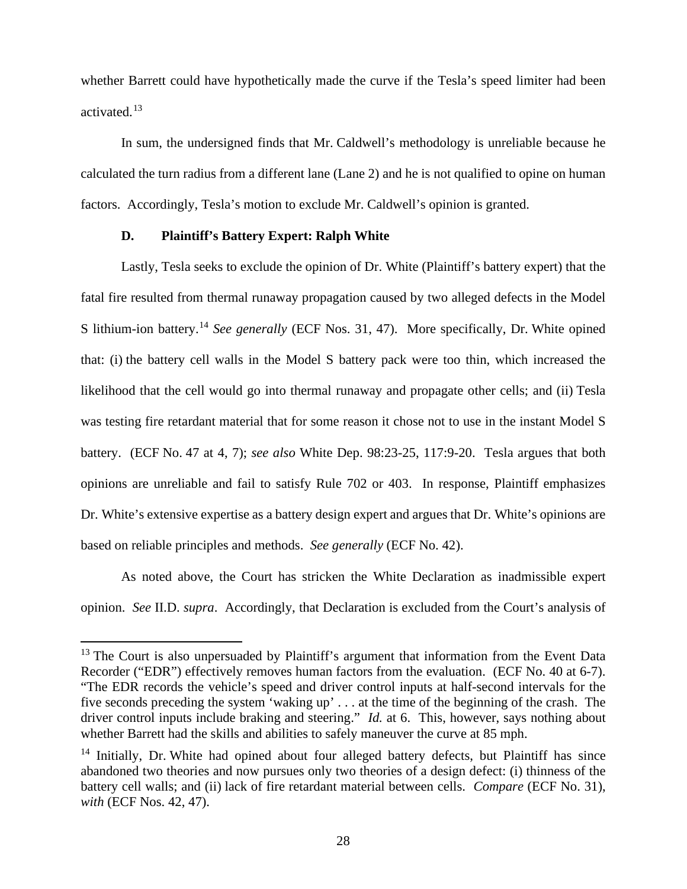whether Barrett could have hypothetically made the curve if the Tesla's speed limiter had been activated.[13]

In sum, the undersigned finds that Mr. Caldwell's methodology is unreliable because he calculated the turn radius from a different lane (Lane 2) and he is not qualified to opine on human factors. Accordingly, Tesla's motion to exclude Mr. Caldwell's opinion is granted.

### D. Plaintiff's Battery Expert: Ralph White

Lastly, Tesla seeks to exclude the opinion of Dr. White (Plaintiff's battery expert) that the fatal fire resulted from thermal runaway propagation caused by two alleged defects in the Model S lithium-ion battery.[14] *See generally* (ECF Nos. 31, 47). More specifically, Dr. White opined that: (i) the battery cell walls in the Model S battery pack were too thin, which increased the likelihood that the cell would go into thermal runaway and propagate other cells; and (ii) Tesla was testing fire retardant material that for some reason it chose not to use in the instant Model S battery. (ECF No. 47 at 4, 7); *see also* White Dep. 98:23-25, 117:9-20. Tesla argues that both opinions are unreliable and fail to satisfy Rule 702 or 403. In response, Plaintiff emphasizes Dr. White's extensive expertise as a battery design expert and argues that Dr. White's opinions are based on reliable principles and methods. *See generally* (ECF No. 42).

As noted above, the Court has stricken the White Declaration as inadmissible expert opinion. *See* II.D. *supra*. Accordingly, that Declaration is excluded from the Court's analysis of

---

[13] The Court is also unpersuaded by Plaintiff's argument that information from the Event Data Recorder ("EDR") effectively removes human factors from the evaluation. (ECF No. 40 at 6-7). "The EDR records the vehicle's speed and driver control inputs at half-second intervals for the five seconds preceding the system 'waking up' . . . at the time of the beginning of the crash. The driver control inputs include braking and steering." *Id.* at 6. This, however, says nothing about whether Barrett had the skills and abilities to safely maneuver the curve at 85 mph.

[14] Initially, Dr. White had opined about four alleged battery defects, but Plaintiff has since abandoned two theories and now pursues only two theories of a design defect: (i) thinness of the battery cell walls; and (ii) lack of fire retardant material between cells. *Compare* (ECF No. 31), *with* (ECF Nos. 42, 47).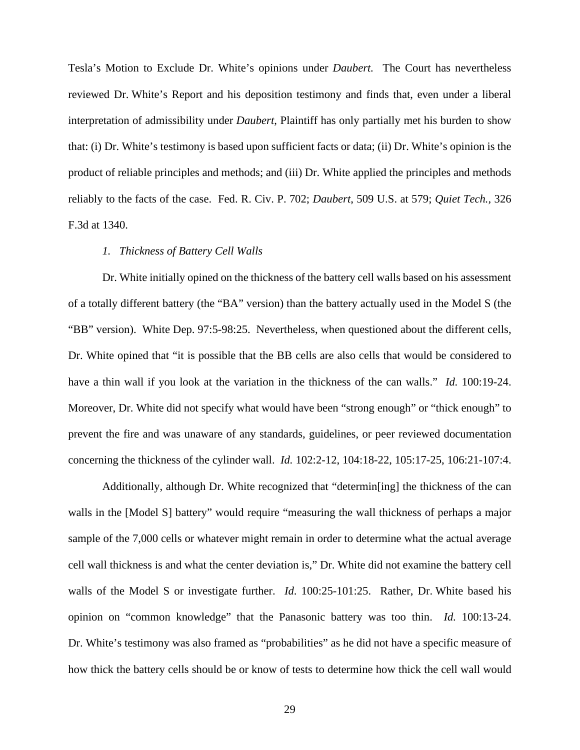Tesla's Motion to Exclude Dr. White's opinions under *Daubert.* The Court has nevertheless reviewed Dr. White's Report and his deposition testimony and finds that, even under a liberal interpretation of admissibility under *Daubert*, Plaintiff has only partially met his burden to show that: (i) Dr. White's testimony is based upon sufficient facts or data; (ii) Dr. White's opinion is the product of reliable principles and methods; and (iii) Dr. White applied the principles and methods reliably to the facts of the case. Fed. R. Civ. P. 702; *Daubert*, 509 U.S. at 579; *Quiet Tech.*, 326 F.3d at 1340.

*1. Thickness of Battery Cell Walls*

Dr. White initially opined on the thickness of the battery cell walls based on his assessment of a totally different battery (the "BA" version) than the battery actually used in the Model S (the "BB" version). White Dep. 97:5-98:25. Nevertheless, when questioned about the different cells, Dr. White opined that "it is possible that the BB cells are also cells that would be considered to have a thin wall if you look at the variation in the thickness of the can walls." *Id.* 100:19-24. Moreover, Dr. White did not specify what would have been "strong enough" or "thick enough" to prevent the fire and was unaware of any standards, guidelines, or peer reviewed documentation concerning the thickness of the cylinder wall. *Id.* 102:2-12, 104:18-22, 105:17-25, 106:21-107:4.

Additionally, although Dr. White recognized that "determin[ing] the thickness of the can walls in the [Model S] battery" would require "measuring the wall thickness of perhaps a major sample of the 7,000 cells or whatever might remain in order to determine what the actual average cell wall thickness is and what the center deviation is," Dr. White did not examine the battery cell walls of the Model S or investigate further. *Id.* 100:25-101:25. Rather, Dr. White based his opinion on "common knowledge" that the Panasonic battery was too thin. *Id.* 100:13-24. Dr. White's testimony was also framed as "probabilities" as he did not have a specific measure of how thick the battery cells should be or know of tests to determine how thick the cell wall would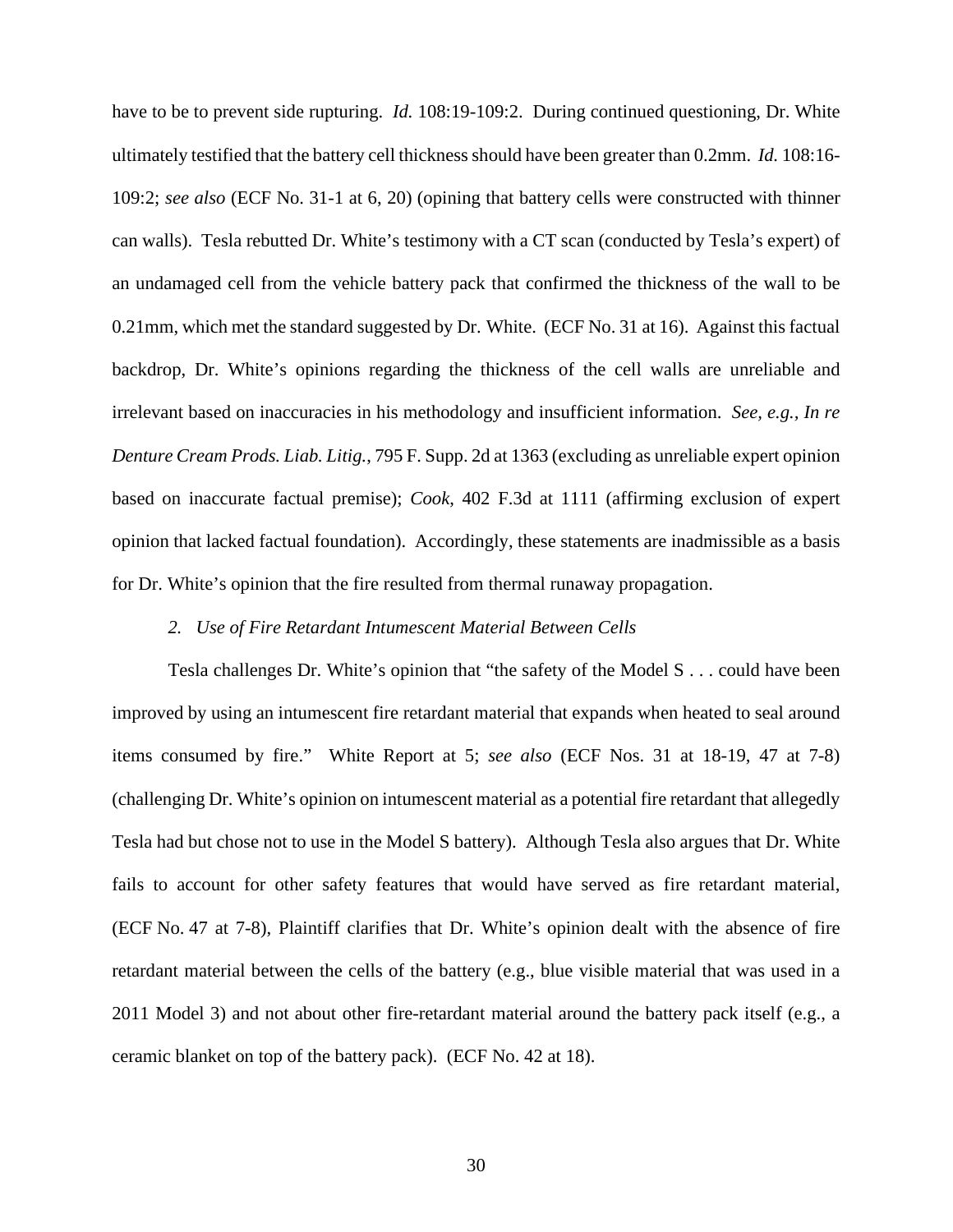have to be to prevent side rupturing. *Id.* 108:19-109:2. During continued questioning, Dr. White ultimately testified that the battery cell thickness should have been greater than 0.2mm. *Id.* 108:16-109:2; *see also* (ECF No. 31-1 at 6, 20) (opining that battery cells were constructed with thinner can walls). Tesla rebutted Dr. White's testimony with a CT scan (conducted by Tesla's expert) of an undamaged cell from the vehicle battery pack that confirmed the thickness of the wall to be 0.21mm, which met the standard suggested by Dr. White. (ECF No. 31 at 16). Against this factual backdrop, Dr. White's opinions regarding the thickness of the cell walls are unreliable and irrelevant based on inaccuracies in his methodology and insufficient information. *See, e.g.*, *In re Denture Cream Prods. Liab. Litig.*, 795 F. Supp. 2d at 1363 (excluding as unreliable expert opinion based on inaccurate factual premise); *Cook*, 402 F.3d at 1111 (affirming exclusion of expert opinion that lacked factual foundation). Accordingly, these statements are inadmissible as a basis for Dr. White's opinion that the fire resulted from thermal runaway propagation.

*2. Use of Fire Retardant Intumescent Material Between Cells*

Tesla challenges Dr. White's opinion that "the safety of the Model S . . . could have been improved by using an intumescent fire retardant material that expands when heated to seal around items consumed by fire." White Report at 5; *see also* (ECF Nos. 31 at 18-19, 47 at 7-8) (challenging Dr. White's opinion on intumescent material as a potential fire retardant that allegedly Tesla had but chose not to use in the Model S battery). Although Tesla also argues that Dr. White fails to account for other safety features that would have served as fire retardant material, (ECF No. 47 at 7-8), Plaintiff clarifies that Dr. White's opinion dealt with the absence of fire retardant material between the cells of the battery (e.g., blue visible material that was used in a 2011 Model 3) and not about other fire-retardant material around the battery pack itself (e.g., a ceramic blanket on top of the battery pack). (ECF No. 42 at 18).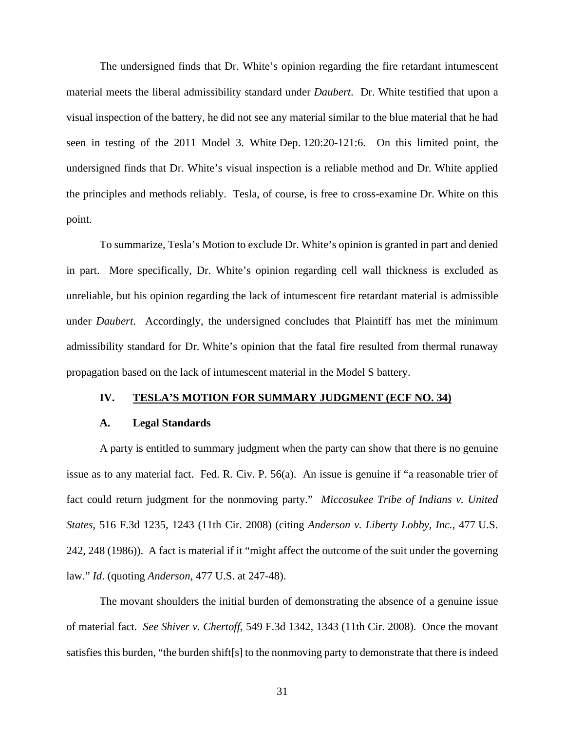The undersigned finds that Dr. White's opinion regarding the fire retardant intumescent material meets the liberal admissibility standard under *Daubert*. Dr. White testified that upon a visual inspection of the battery, he did not see any material similar to the blue material that he had seen in testing of the 2011 Model 3. White Dep. 120:20-121:6. On this limited point, the undersigned finds that Dr. White's visual inspection is a reliable method and Dr. White applied the principles and methods reliably. Tesla, of course, is free to cross-examine Dr. White on this point.

To summarize, Tesla's Motion to exclude Dr. White's opinion is granted in part and denied in part. More specifically, Dr. White's opinion regarding cell wall thickness is excluded as unreliable, but his opinion regarding the lack of intumescent fire retardant material is admissible under *Daubert*. Accordingly, the undersigned concludes that Plaintiff has met the minimum admissibility standard for Dr. White's opinion that the fatal fire resulted from thermal runaway propagation based on the lack of intumescent material in the Model S battery.

## IV. TESLA'S MOTION FOR SUMMARY JUDGMENT (ECF NO. 34)

### A. Legal Standards

A party is entitled to summary judgment when the party can show that there is no genuine issue as to any material fact. Fed. R. Civ. P. 56(a). An issue is genuine if "a reasonable trier of fact could return judgment for the nonmoving party." *Miccosukee Tribe of Indians v. United States*, 516 F.3d 1235, 1243 (11th Cir. 2008) (citing *Anderson v. Liberty Lobby, Inc.*, 477 U.S. 242, 248 (1986)). A fact is material if it "might affect the outcome of the suit under the governing law." *Id*. (quoting *Anderson*, 477 U.S. at 247-48).

The movant shoulders the initial burden of demonstrating the absence of a genuine issue of material fact. *See Shiver v. Chertoff*, 549 F.3d 1342, 1343 (11th Cir. 2008). Once the movant satisfies this burden, "the burden shift[s] to the nonmoving party to demonstrate that there is indeed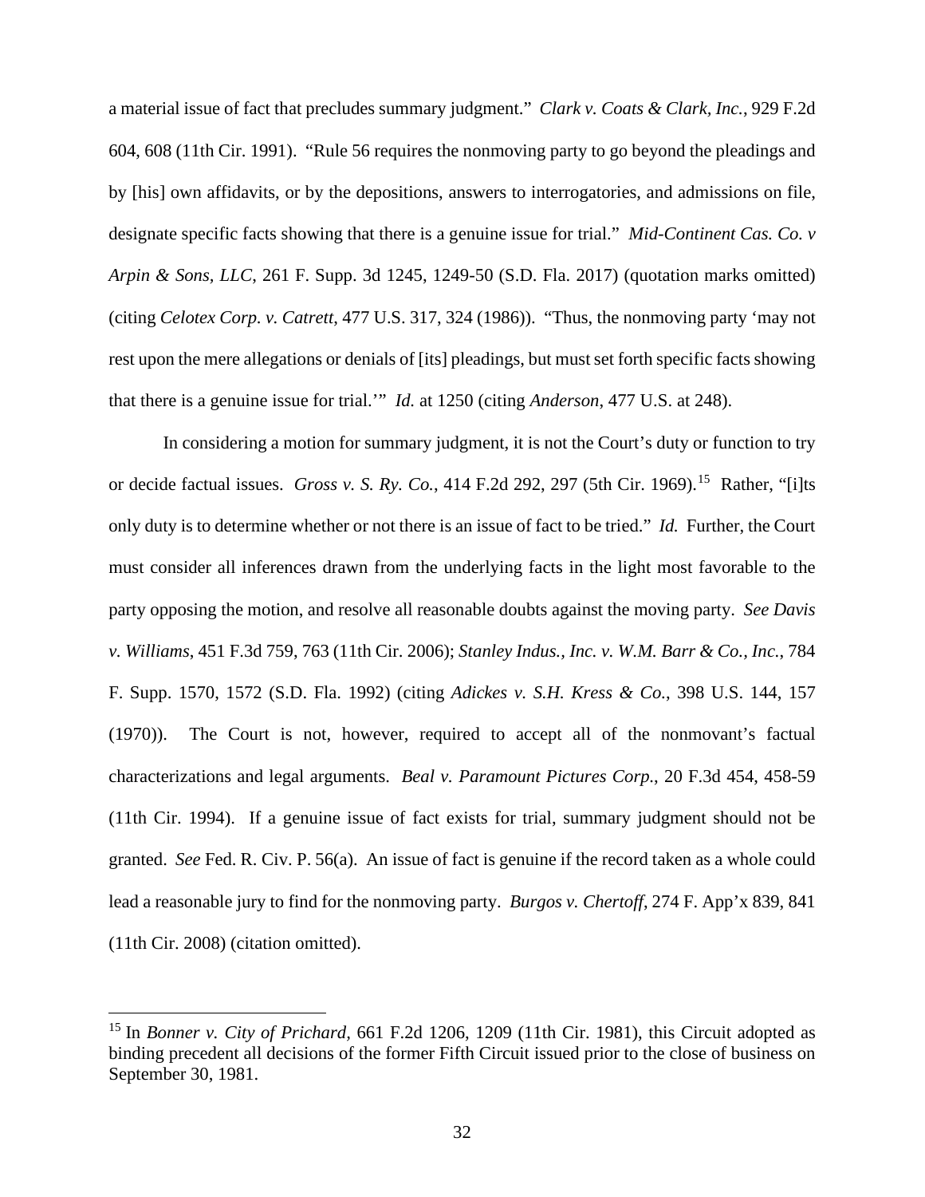a material issue of fact that precludes summary judgment." *Clark v. Coats & Clark, Inc.*, 929 F.2d 604, 608 (11th Cir. 1991). "Rule 56 requires the nonmoving party to go beyond the pleadings and by [his] own affidavits, or by the depositions, answers to interrogatories, and admissions on file, designate specific facts showing that there is a genuine issue for trial." *Mid-Continent Cas. Co. v Arpin & Sons, LLC*, 261 F. Supp. 3d 1245, 1249-50 (S.D. Fla. 2017) (quotation marks omitted) (citing *Celotex Corp. v. Catrett*, 477 U.S. 317, 324 (1986)). "Thus, the nonmoving party 'may not rest upon the mere allegations or denials of [its] pleadings, but must set forth specific facts showing that there is a genuine issue for trial.'" *Id.* at 1250 (citing *Anderson*, 477 U.S. at 248).

In considering a motion for summary judgment, it is not the Court's duty or function to try or decide factual issues. *Gross v. S. Ry. Co.*, 414 F.2d 292, 297 (5th Cir. 1969).[15] Rather, "[i]ts only duty is to determine whether or not there is an issue of fact to be tried." *Id.* Further, the Court must consider all inferences drawn from the underlying facts in the light most favorable to the party opposing the motion, and resolve all reasonable doubts against the moving party. *See Davis v. Williams*, 451 F.3d 759, 763 (11th Cir. 2006); *Stanley Indus., Inc. v. W.M. Barr & Co., Inc.*, 784 F. Supp. 1570, 1572 (S.D. Fla. 1992) (citing *Adickes v. S.H. Kress & Co.*, 398 U.S. 144, 157 (1970)). The Court is not, however, required to accept all of the nonmovant's factual characterizations and legal arguments. *Beal v. Paramount Pictures Corp.*, 20 F.3d 454, 458-59 (11th Cir. 1994). If a genuine issue of fact exists for trial, summary judgment should not be granted. *See* Fed. R. Civ. P. 56(a). An issue of fact is genuine if the record taken as a whole could lead a reasonable jury to find for the nonmoving party. *Burgos v. Chertoff*, 274 F. App'x 839, 841 (11th Cir. 2008) (citation omitted).

---

[15] In *Bonner v. City of Prichard*, 661 F.2d 1206, 1209 (11th Cir. 1981), this Circuit adopted as binding precedent all decisions of the former Fifth Circuit issued prior to the close of business on September 30, 1981.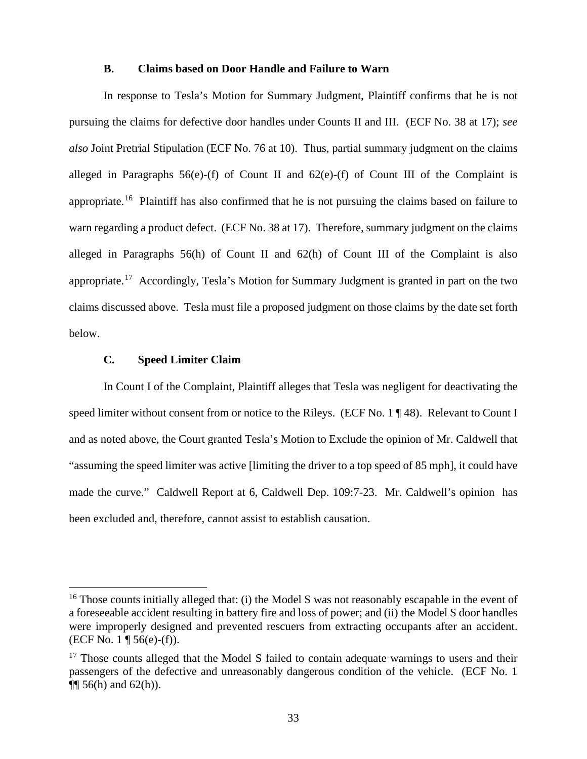### B. Claims based on Door Handle and Failure to Warn

In response to Tesla's Motion for Summary Judgment, Plaintiff confirms that he is not pursuing the claims for defective door handles under Counts II and III. (ECF No. 38 at 17); *see also* Joint Pretrial Stipulation (ECF No. 76 at 10). Thus, partial summary judgment on the claims alleged in Paragraphs 56(e)-(f) of Count II and 62(e)-(f) of Count III of the Complaint is appropriate.[16] Plaintiff has also confirmed that he is not pursuing the claims based on failure to warn regarding a product defect. (ECF No. 38 at 17). Therefore, summary judgment on the claims alleged in Paragraphs 56(h) of Count II and 62(h) of Count III of the Complaint is also appropriate.[17] Accordingly, Tesla's Motion for Summary Judgment is granted in part on the two claims discussed above. Tesla must file a proposed judgment on those claims by the date set forth below.

### C. Speed Limiter Claim

In Count I of the Complaint, Plaintiff alleges that Tesla was negligent for deactivating the speed limiter without consent from or notice to the Rileys. (ECF No. 1 ¶ 48). Relevant to Count I and as noted above, the Court granted Tesla's Motion to Exclude the opinion of Mr. Caldwell that "assuming the speed limiter was active [limiting the driver to a top speed of 85 mph], it could have made the curve." Caldwell Report at 6, Caldwell Dep. 109:7-23. Mr. Caldwell's opinion has been excluded and, therefore, cannot assist to establish causation.

---

[16] Those counts initially alleged that: (i) the Model S was not reasonably escapable in the event of a foreseeable accident resulting in battery fire and loss of power; and (ii) the Model S door handles were improperly designed and prevented rescuers from extracting occupants after an accident. (ECF No. 1 ¶ 56(e)-(f)).

[17] Those counts alleged that the Model S failed to contain adequate warnings to users and their passengers of the defective and unreasonably dangerous condition of the vehicle. (ECF No. 1 ¶¶ 56(h) and 62(h)).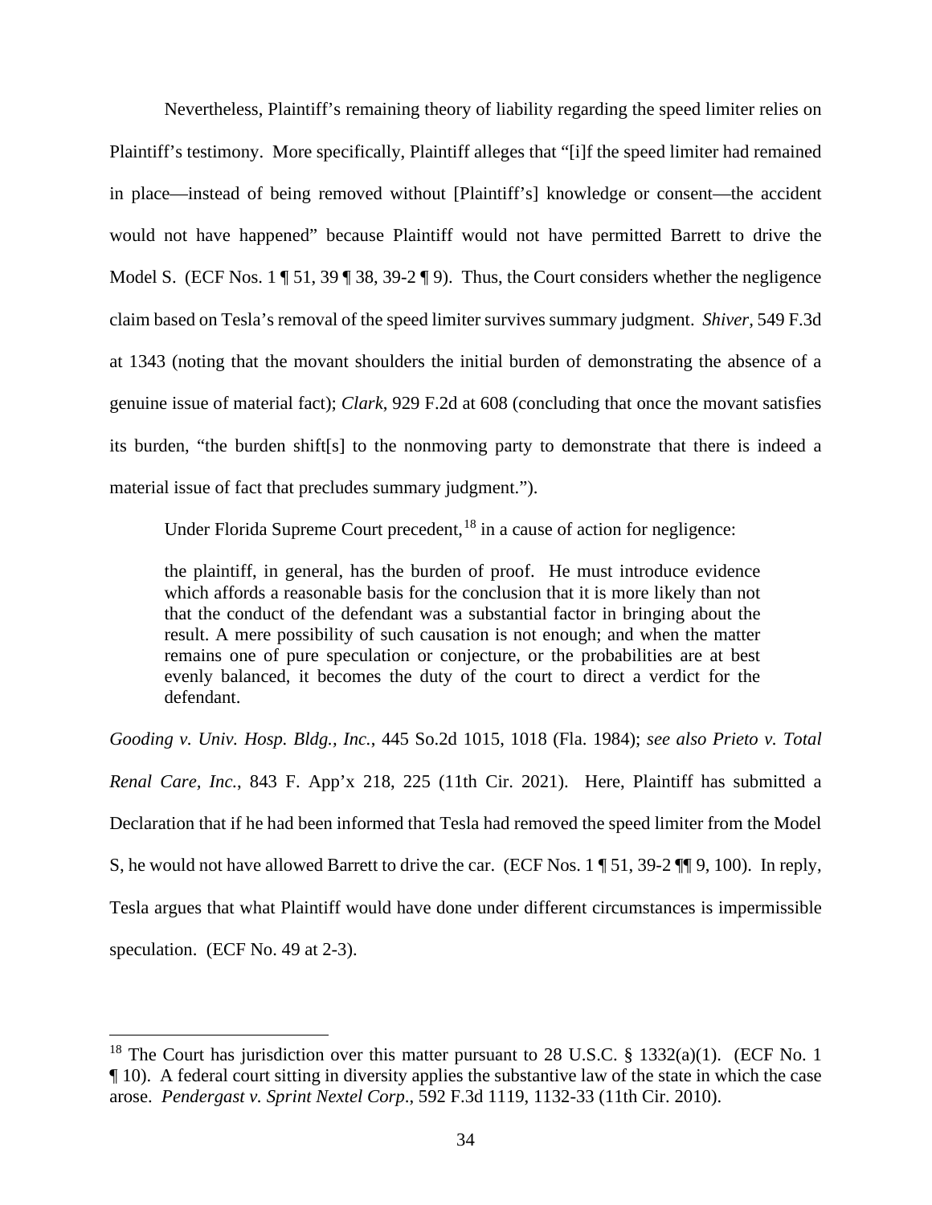Nevertheless, Plaintiff's remaining theory of liability regarding the speed limiter relies on Plaintiff's testimony. More specifically, Plaintiff alleges that "[i]f the speed limiter had remained in place—instead of being removed without [Plaintiff's] knowledge or consent—the accident would not have happened" because Plaintiff would not have permitted Barrett to drive the Model S. (ECF Nos. 1 ¶ 51, 39 ¶ 38, 39-2 ¶ 9). Thus, the Court considers whether the negligence claim based on Tesla's removal of the speed limiter survives summary judgment. *Shiver*, 549 F.3d at 1343 (noting that the movant shoulders the initial burden of demonstrating the absence of a genuine issue of material fact); *Clark*, 929 F.2d at 608 (concluding that once the movant satisfies its burden, "the burden shift[s] to the nonmoving party to demonstrate that there is indeed a material issue of fact that precludes summary judgment.").

Under Florida Supreme Court precedent,[18] in a cause of action for negligence:

> the plaintiff, in general, has the burden of proof. He must introduce evidence which affords a reasonable basis for the conclusion that it is more likely than not that the conduct of the defendant was a substantial factor in bringing about the result. A mere possibility of such causation is not enough; and when the matter remains one of pure speculation or conjecture, or the probabilities are at best evenly balanced, it becomes the duty of the court to direct a verdict for the defendant.

*Gooding v. Univ. Hosp. Bldg., Inc.*, 445 So.2d 1015, 1018 (Fla. 1984); *see also Prieto v. Total Renal Care, Inc.*, 843 F. App'x 218, 225 (11th Cir. 2021). Here, Plaintiff has submitted a Declaration that if he had been informed that Tesla had removed the speed limiter from the Model S, he would not have allowed Barrett to drive the car. (ECF Nos. 1 ¶ 51, 39-2 ¶¶ 9, 100). In reply, Tesla argues that what Plaintiff would have done under different circumstances is impermissible speculation. (ECF No. 49 at 2-3).

---

[18] The Court has jurisdiction over this matter pursuant to 28 U.S.C. § 1332(a)(1). (ECF No. 1 ¶ 10). A federal court sitting in diversity applies the substantive law of the state in which the case arose. *Pendergast v. Sprint Nextel Corp.*, 592 F.3d 1119, 1132-33 (11th Cir. 2010).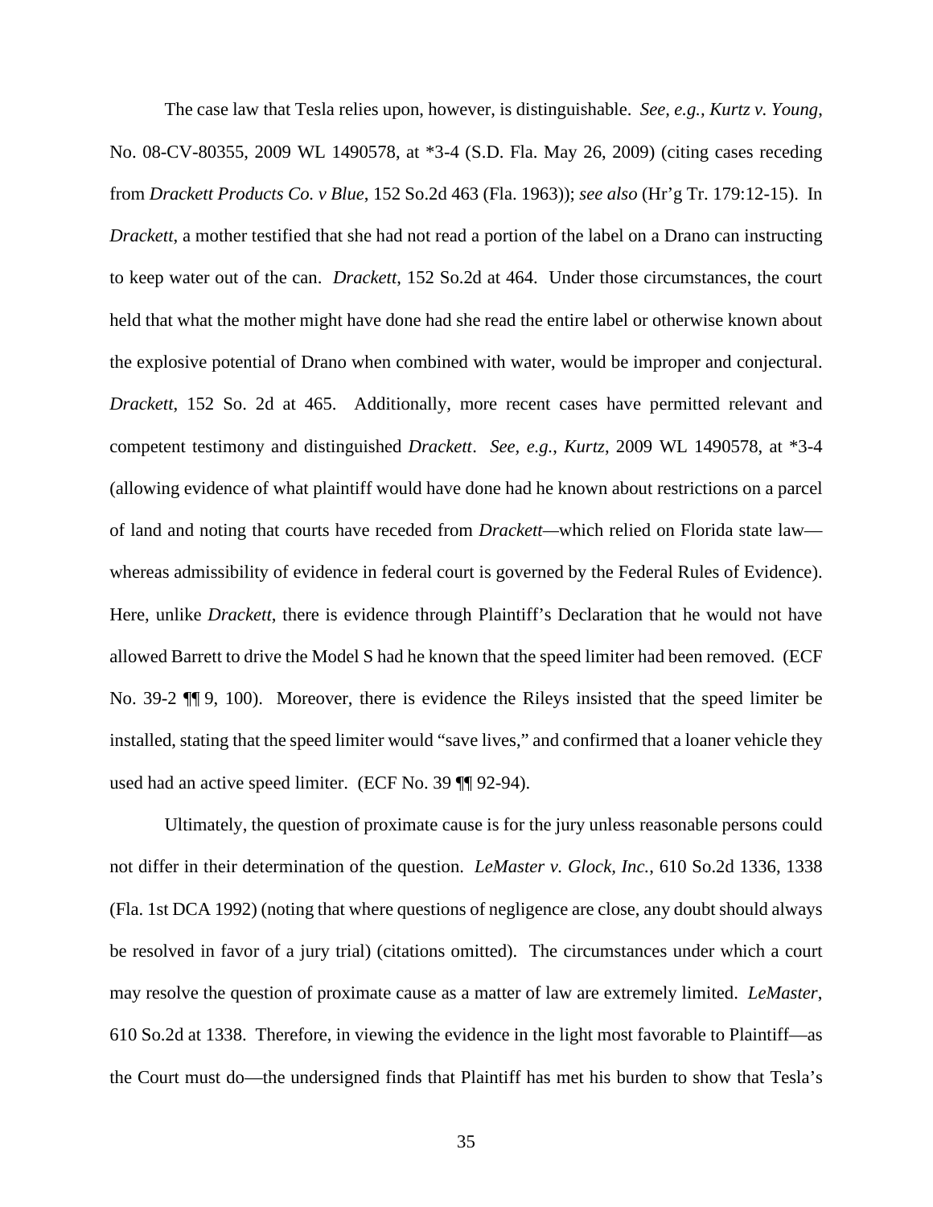The case law that Tesla relies upon, however, is distinguishable. *See, e.g., Kurtz v. Young*, No. 08-CV-80355, 2009 WL 1490578, at *3-4 (S.D. Fla. May 26, 2009) (citing cases receding from *Drackett Products Co. v Blue*, 152 So.2d 463 (Fla. 1963)); *see also* (Hr'g Tr. 179:12-15). In *Drackett*, a mother testified that she had not read a portion of the label on a Drano can instructing to keep water out of the can. *Drackett*, 152 So.2d at 464. Under those circumstances, the court held that what the mother might have done had she read the entire label or otherwise known about the explosive potential of Drano when combined with water, would be improper and conjectural. *Drackett*, 152 So. 2d at 465. Additionally, more recent cases have permitted relevant and competent testimony and distinguished *Drackett*. *See, e.g.*, *Kurtz*, 2009 WL 1490578, at *3-4 (allowing evidence of what plaintiff would have done had he known about restrictions on a parcel of land and noting that courts have receded from *Drackett*—which relied on Florida state law—whereas admissibility of evidence in federal court is governed by the Federal Rules of Evidence). Here, unlike *Drackett*, there is evidence through Plaintiff's Declaration that he would not have allowed Barrett to drive the Model S had he known that the speed limiter had been removed. (ECF No. 39-2 ¶¶ 9, 100). Moreover, there is evidence the Rileys insisted that the speed limiter be installed, stating that the speed limiter would "save lives," and confirmed that a loaner vehicle they used had an active speed limiter. (ECF No. 39 ¶¶ 92-94).

Ultimately, the question of proximate cause is for the jury unless reasonable persons could not differ in their determination of the question. *LeMaster v. Glock, Inc.*, 610 So.2d 1336, 1338 (Fla. 1st DCA 1992) (noting that where questions of negligence are close, any doubt should always be resolved in favor of a jury trial) (citations omitted). The circumstances under which a court may resolve the question of proximate cause as a matter of law are extremely limited. *LeMaster*, 610 So.2d at 1338. Therefore, in viewing the evidence in the light most favorable to Plaintiff—as the Court must do—the undersigned finds that Plaintiff has met his burden to show that Tesla's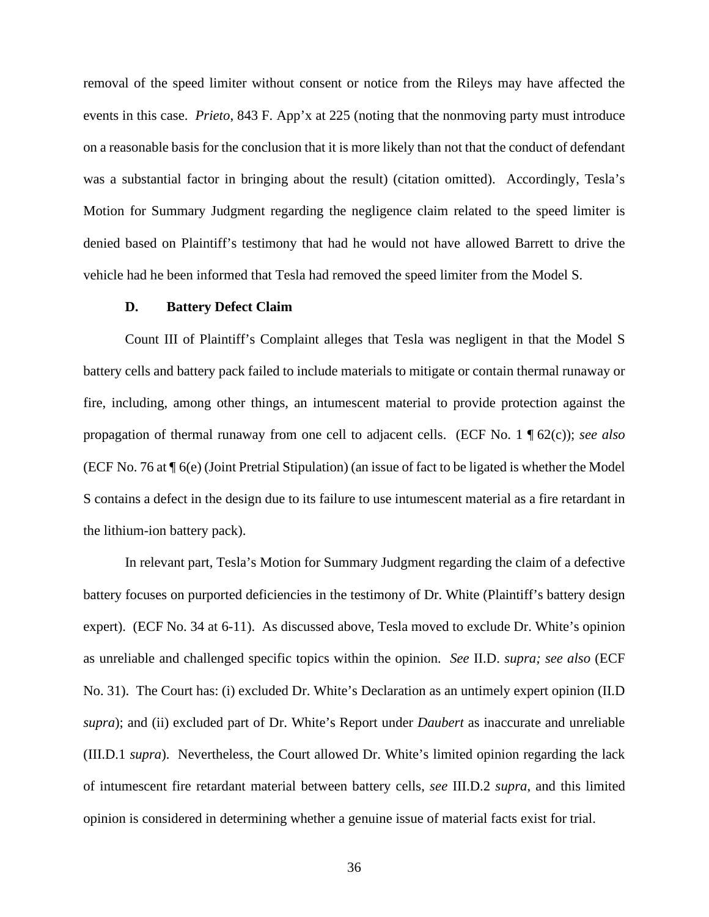removal of the speed limiter without consent or notice from the Rileys may have affected the events in this case. *Prieto*, 843 F. App'x at 225 (noting that the nonmoving party must introduce on a reasonable basis for the conclusion that it is more likely than not that the conduct of defendant was a substantial factor in bringing about the result) (citation omitted). Accordingly, Tesla's Motion for Summary Judgment regarding the negligence claim related to the speed limiter is denied based on Plaintiff's testimony that had he would not have allowed Barrett to drive the vehicle had he been informed that Tesla had removed the speed limiter from the Model S.

### D. Battery Defect Claim

Count III of Plaintiff's Complaint alleges that Tesla was negligent in that the Model S battery cells and battery pack failed to include materials to mitigate or contain thermal runaway or fire, including, among other things, an intumescent material to provide protection against the propagation of thermal runaway from one cell to adjacent cells. (ECF No. 1 ¶ 62(c)); *see also* (ECF No. 76 at ¶ 6(e) (Joint Pretrial Stipulation) (an issue of fact to be ligated is whether the Model S contains a defect in the design due to its failure to use intumescent material as a fire retardant in the lithium-ion battery pack).

In relevant part, Tesla's Motion for Summary Judgment regarding the claim of a defective battery focuses on purported deficiencies in the testimony of Dr. White (Plaintiff's battery design expert). (ECF No. 34 at 6-11). As discussed above, Tesla moved to exclude Dr. White's opinion as unreliable and challenged specific topics within the opinion. *See* II.D. *supra; see also* (ECF No. 31). The Court has: (i) excluded Dr. White's Declaration as an untimely expert opinion (II.D *supra*); and (ii) excluded part of Dr. White's Report under *Daubert* as inaccurate and unreliable (III.D.1 *supra*). Nevertheless, the Court allowed Dr. White's limited opinion regarding the lack of intumescent fire retardant material between battery cells, *see* III.D.2 *supra*, and this limited opinion is considered in determining whether a genuine issue of material facts exist for trial.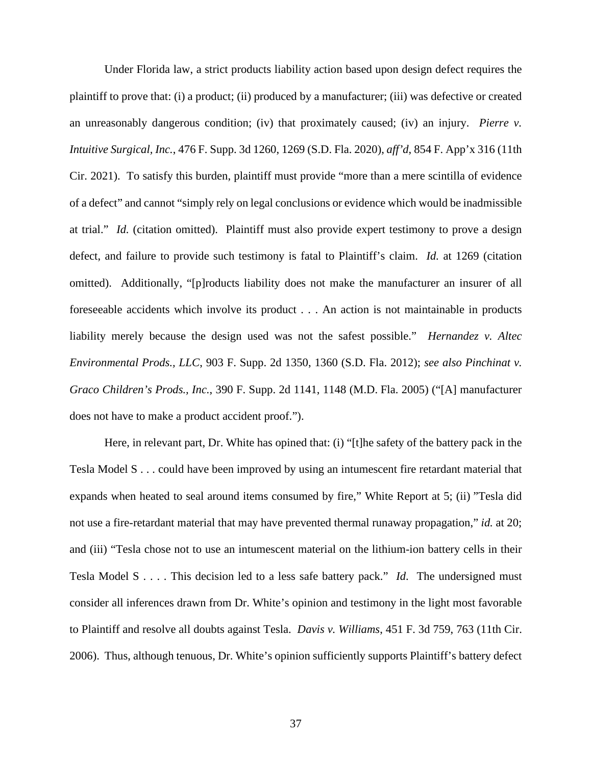Under Florida law, a strict products liability action based upon design defect requires the plaintiff to prove that: (i) a product; (ii) produced by a manufacturer; (iii) was defective or created an unreasonably dangerous condition; (iv) that proximately caused; (iv) an injury. *Pierre v. Intuitive Surgical, Inc.*, 476 F. Supp. 3d 1260, 1269 (S.D. Fla. 2020), *aff'd*, 854 F. App'x 316 (11th Cir. 2021). To satisfy this burden, plaintiff must provide "more than a mere scintilla of evidence of a defect" and cannot "simply rely on legal conclusions or evidence which would be inadmissible at trial." *Id.* (citation omitted). Plaintiff must also provide expert testimony to prove a design defect, and failure to provide such testimony is fatal to Plaintiff's claim. *Id.* at 1269 (citation omitted). Additionally, "[p]roducts liability does not make the manufacturer an insurer of all foreseeable accidents which involve its product . . . An action is not maintainable in products liability merely because the design used was not the safest possible." *Hernandez v. Altec Environmental Prods., LLC*, 903 F. Supp. 2d 1350, 1360 (S.D. Fla. 2012); *see also Pinchinat v. Graco Children's Prods., Inc.*, 390 F. Supp. 2d 1141, 1148 (M.D. Fla. 2005) ("[A] manufacturer does not have to make a product accident proof.").

Here, in relevant part, Dr. White has opined that: (i) "[t]he safety of the battery pack in the Tesla Model S . . . could have been improved by using an intumescent fire retardant material that expands when heated to seal around items consumed by fire," White Report at 5; (ii) "Tesla did not use a fire-retardant material that may have prevented thermal runaway propagation," *id.* at 20; and (iii) "Tesla chose not to use an intumescent material on the lithium-ion battery cells in their Tesla Model S . . . . This decision led to a less safe battery pack." *Id*. The undersigned must consider all inferences drawn from Dr. White's opinion and testimony in the light most favorable to Plaintiff and resolve all doubts against Tesla. *Davis v. Williams*, 451 F. 3d 759, 763 (11th Cir. 2006). Thus, although tenuous, Dr. White's opinion sufficiently supports Plaintiff's battery defect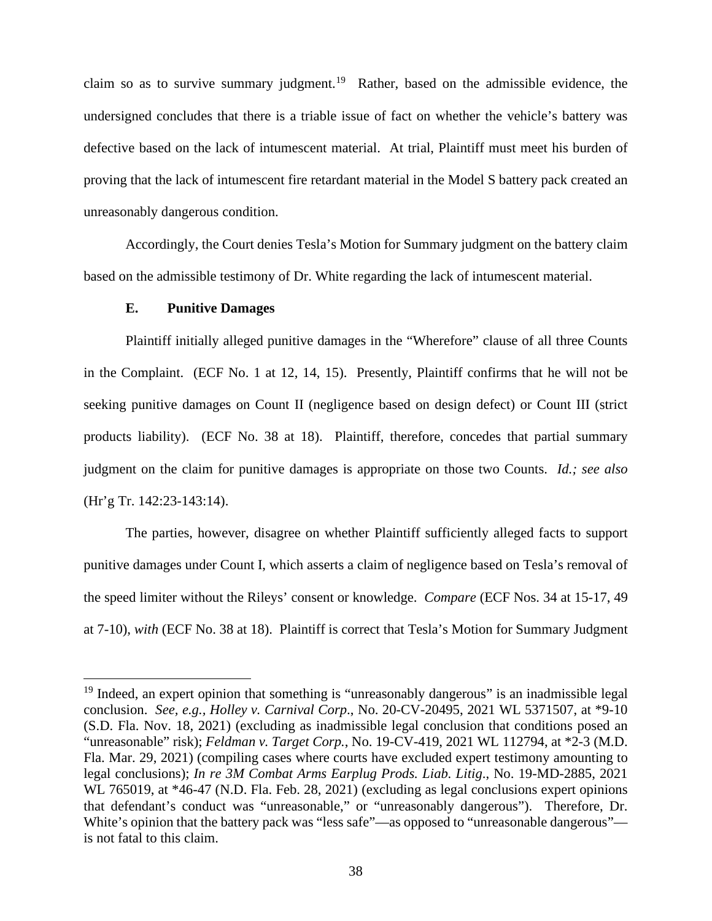claim so as to survive summary judgment.[19] Rather, based on the admissible evidence, the undersigned concludes that there is a triable issue of fact on whether the vehicle's battery was defective based on the lack of intumescent material. At trial, Plaintiff must meet his burden of proving that the lack of intumescent fire retardant material in the Model S battery pack created an unreasonably dangerous condition.

Accordingly, the Court denies Tesla's Motion for Summary judgment on the battery claim based on the admissible testimony of Dr. White regarding the lack of intumescent material.

### E. Punitive Damages

Plaintiff initially alleged punitive damages in the "Wherefore" clause of all three Counts in the Complaint. (ECF No. 1 at 12, 14, 15). Presently, Plaintiff confirms that he will not be seeking punitive damages on Count II (negligence based on design defect) or Count III (strict products liability). (ECF No. 38 at 18). Plaintiff, therefore, concedes that partial summary judgment on the claim for punitive damages is appropriate on those two Counts. *Id.; see also* (Hr'g Tr. 142:23-143:14).

The parties, however, disagree on whether Plaintiff sufficiently alleged facts to support punitive damages under Count I, which asserts a claim of negligence based on Tesla's removal of the speed limiter without the Rileys' consent or knowledge. *Compare* (ECF Nos. 34 at 15-17, 49 at 7-10), *with* (ECF No. 38 at 18). Plaintiff is correct that Tesla's Motion for Summary Judgment

---

[19] Indeed, an expert opinion that something is "unreasonably dangerous" is an inadmissible legal conclusion. *See, e.g.*, *Holley v. Carnival Corp.*, No. 20-CV-20495, 2021 WL 5371507, at *9-10 (S.D. Fla. Nov. 18, 2021) (excluding as inadmissible legal conclusion that conditions posed an "unreasonable" risk); *Feldman v. Target Corp.*, No. 19-CV-419, 2021 WL 112794, at *2-3 (M.D. Fla. Mar. 29, 2021) (compiling cases where courts have excluded expert testimony amounting to legal conclusions); *In re 3M Combat Arms Earplug Prods. Liab. Litig.*, No. 19-MD-2885, 2021 WL 765019, at *46-47 (N.D. Fla. Feb. 28, 2021) (excluding as legal conclusions expert opinions that defendant's conduct was "unreasonable," or "unreasonably dangerous"). Therefore, Dr. White's opinion that the battery pack was "less safe"—as opposed to "unreasonable dangerous"—is not fatal to this claim.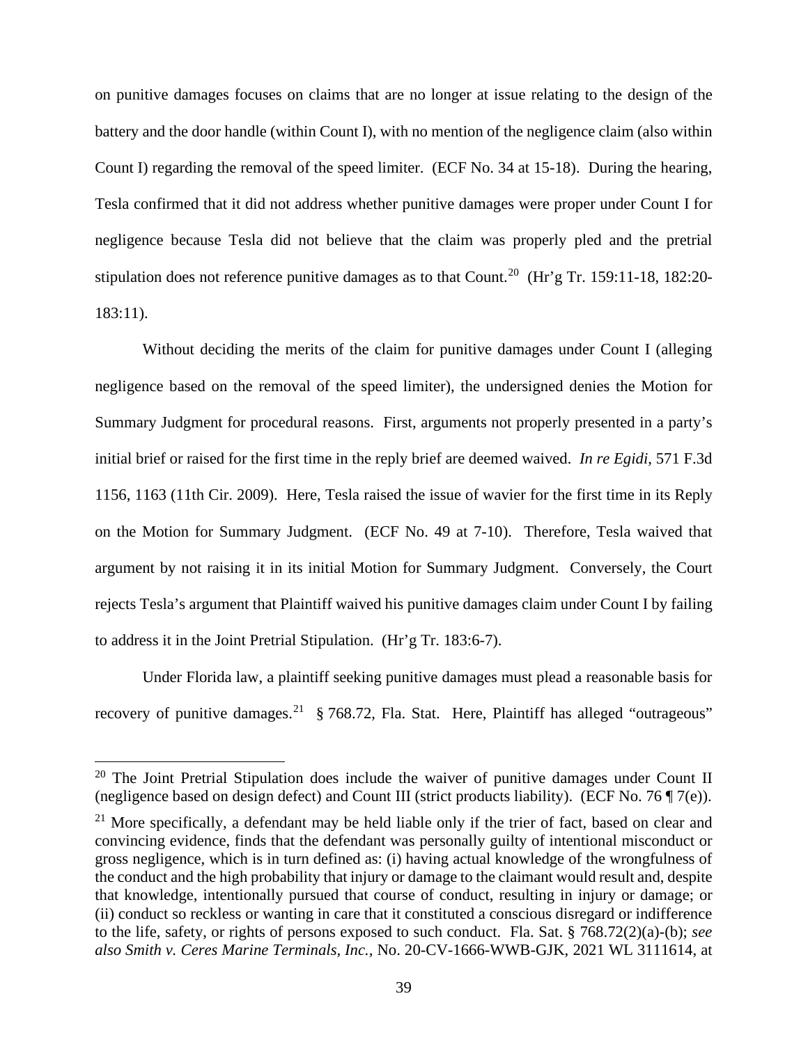on punitive damages focuses on claims that are no longer at issue relating to the design of the battery and the door handle (within Count I), with no mention of the negligence claim (also within Count I) regarding the removal of the speed limiter. (ECF No. 34 at 15-18). During the hearing, Tesla confirmed that it did not address whether punitive damages were proper under Count I for negligence because Tesla did not believe that the claim was properly pled and the pretrial stipulation does not reference punitive damages as to that Count.[20] (Hr'g Tr. 159:11-18, 182:20-183:11).

Without deciding the merits of the claim for punitive damages under Count I (alleging negligence based on the removal of the speed limiter), the undersigned denies the Motion for Summary Judgment for procedural reasons. First, arguments not properly presented in a party's initial brief or raised for the first time in the reply brief are deemed waived. *In re Egidi*, 571 F.3d 1156, 1163 (11th Cir. 2009). Here, Tesla raised the issue of wavier for the first time in its Reply on the Motion for Summary Judgment. (ECF No. 49 at 7-10). Therefore, Tesla waived that argument by not raising it in its initial Motion for Summary Judgment. Conversely, the Court rejects Tesla's argument that Plaintiff waived his punitive damages claim under Count I by failing to address it in the Joint Pretrial Stipulation. (Hr'g Tr. 183:6-7).

Under Florida law, a plaintiff seeking punitive damages must plead a reasonable basis for recovery of punitive damages.[21] § 768.72, Fla. Stat. Here, Plaintiff has alleged "outrageous"

---

[20] The Joint Pretrial Stipulation does include the waiver of punitive damages under Count II (negligence based on design defect) and Count III (strict products liability). (ECF No. 76 ¶ 7(e)).

[21] More specifically, a defendant may be held liable only if the trier of fact, based on clear and convincing evidence, finds that the defendant was personally guilty of intentional misconduct or gross negligence, which is in turn defined as: (i) having actual knowledge of the wrongfulness of the conduct and the high probability that injury or damage to the claimant would result and, despite that knowledge, intentionally pursued that course of conduct, resulting in injury or damage; or (ii) conduct so reckless or wanting in care that it constituted a conscious disregard or indifference to the life, safety, or rights of persons exposed to such conduct. Fla. Sat. § 768.72(2)(a)-(b); *see also Smith v. Ceres Marine Terminals, Inc.*, No. 20-CV-1666-WWB-GJK, 2021 WL 3111614, at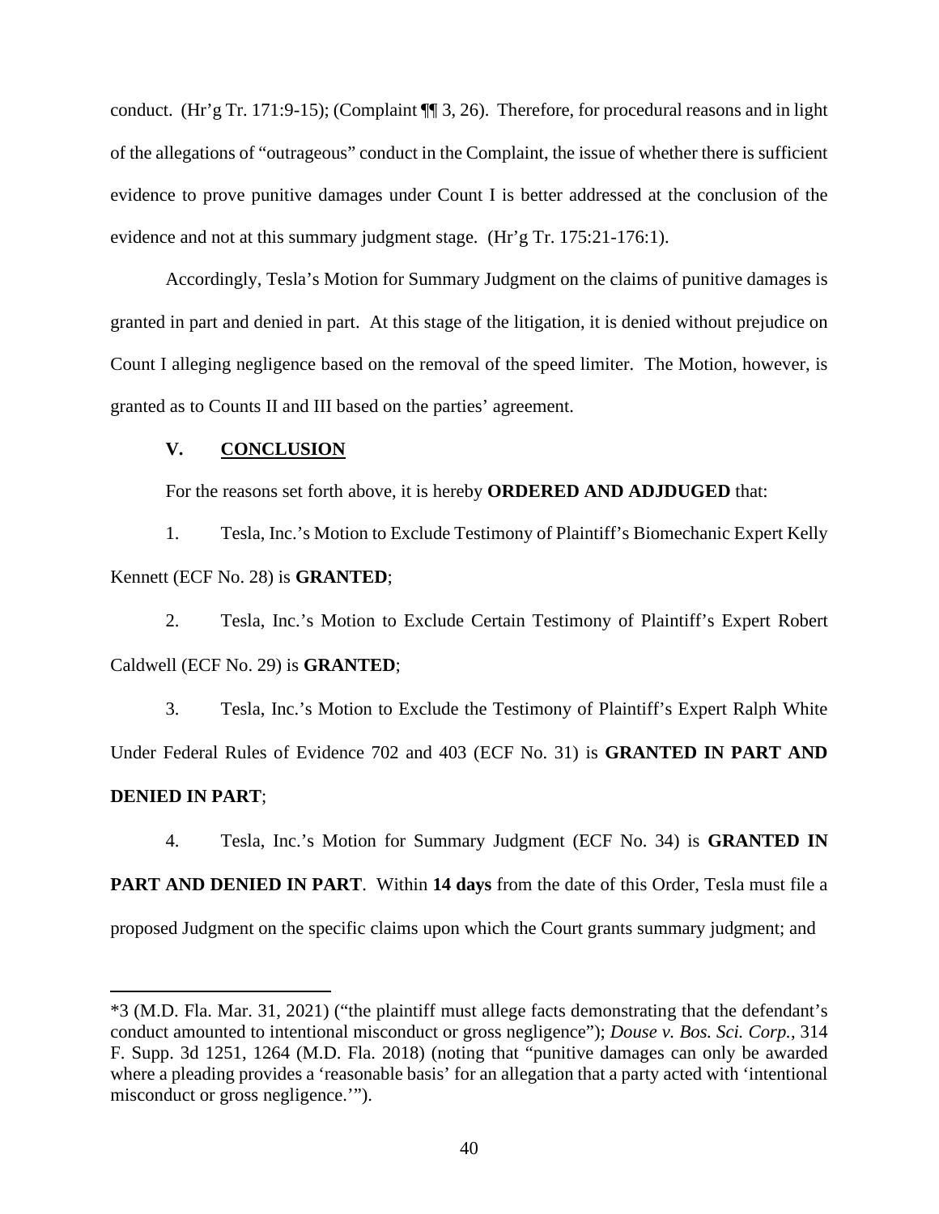conduct. (Hr'g Tr. 171:9-15); (Complaint ¶¶ 3, 26). Therefore, for procedural reasons and in light of the allegations of "outrageous" conduct in the Complaint, the issue of whether there is sufficient evidence to prove punitive damages under Count I is better addressed at the conclusion of the evidence and not at this summary judgment stage. (Hr'g Tr. 175:21-176:1).

Accordingly, Tesla's Motion for Summary Judgment on the claims of punitive damages is granted in part and denied in part. At this stage of the litigation, it is denied without prejudice on Count I alleging negligence based on the removal of the speed limiter. The Motion, however, is granted as to Counts II and III based on the parties' agreement.

## V. CONCLUSION

For the reasons set forth above, it is hereby **ORDERED AND ADJDUGED** that:

1. Tesla, Inc.'s Motion to Exclude Testimony of Plaintiff's Biomechanic Expert Kelly Kennett (ECF No. 28) is **GRANTED**;

2. Tesla, Inc.'s Motion to Exclude Certain Testimony of Plaintiff's Expert Robert Caldwell (ECF No. 29) is **GRANTED**;

3. Tesla, Inc.'s Motion to Exclude the Testimony of Plaintiff's Expert Ralph White Under Federal Rules of Evidence 702 and 403 (ECF No. 31) is **GRANTED IN PART AND DENIED IN PART**;

4. Tesla, Inc.'s Motion for Summary Judgment (ECF No. 34) is **GRANTED IN PART AND DENIED IN PART**. Within **14 days** from the date of this Order, Tesla must file a proposed Judgment on the specific claims upon which the Court grants summary judgment; and

---

*3 (M.D. Fla. Mar. 31, 2021) ("the plaintiff must allege facts demonstrating that the defendant's conduct amounted to intentional misconduct or gross negligence"); *Douse v. Bos. Sci. Corp.*, 314 F. Supp. 3d 1251, 1264 (M.D. Fla. 2018) (noting that "punitive damages can only be awarded where a pleading provides a 'reasonable basis' for an allegation that a party acted with 'intentional misconduct or gross negligence.'").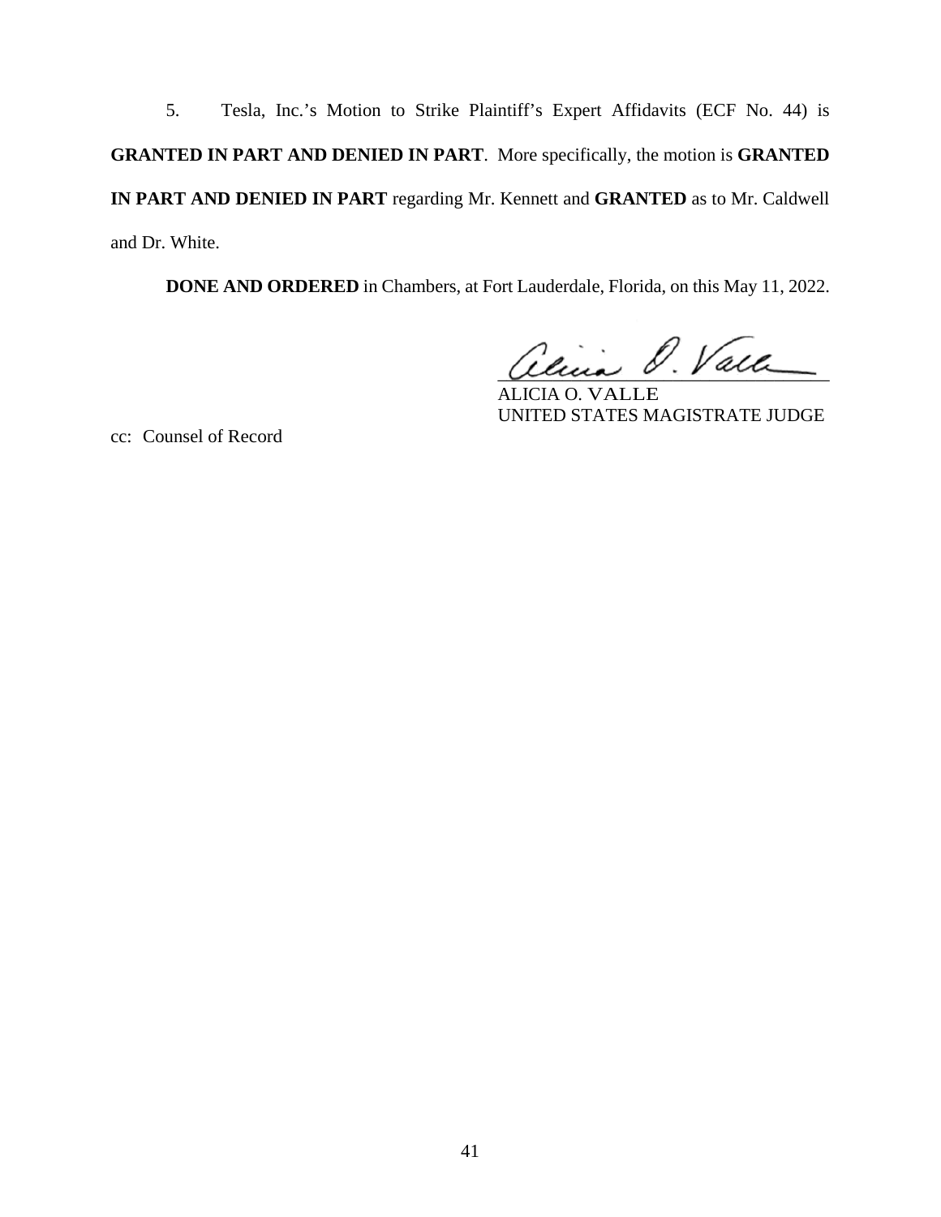5. Tesla, Inc.'s Motion to Strike Plaintiff's Expert Affidavits (ECF No. 44) is **GRANTED IN PART AND DENIED IN PART**. More specifically, the motion is **GRANTED IN PART AND DENIED IN PART** regarding Mr. Kennett and **GRANTED** as to Mr. Caldwell and Dr. White.

**DONE AND ORDERED** in Chambers, at Fort Lauderdale, Florida, on this May 11, 2022.

ALICIA O. VALLE
UNITED STATES MAGISTRATE JUDGE

cc: Counsel of Record